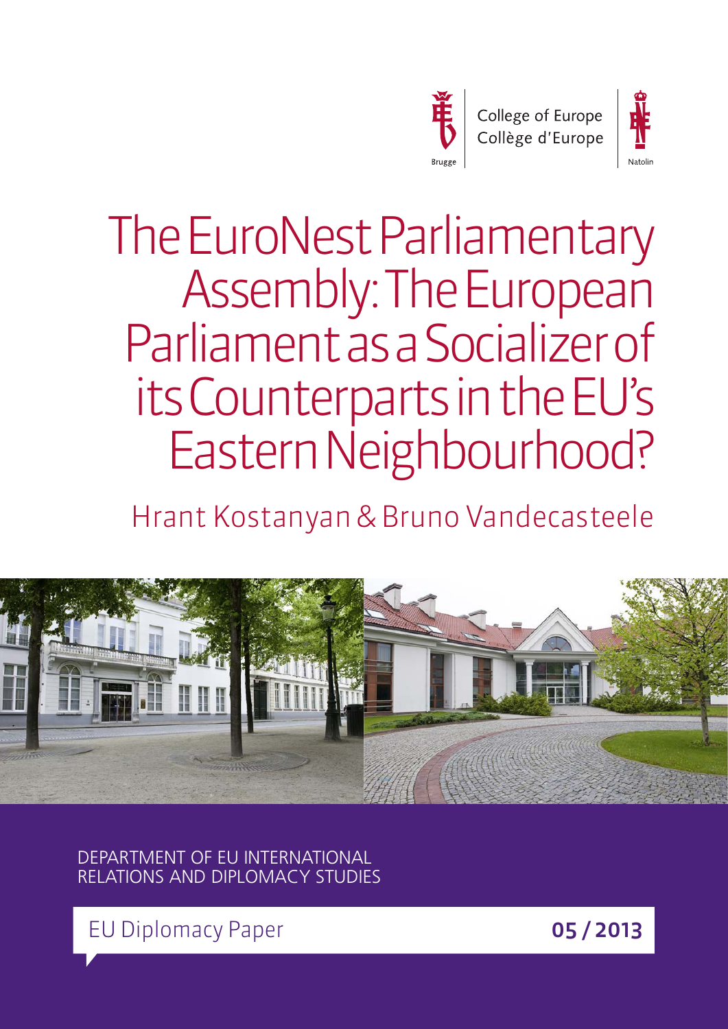College of Europe
Collège d'Europe

Brugge | Natolin

# The EuroNest Parliamentary Assembly: The European Parliament as a Socializer of its Counterparts in the EU's Eastern Neighbourhood?

Hrant Kostanyan & Bruno Vandecasteele

DEPARTMENT OF EU INTERNATIONAL RELATIONS AND DIPLOMACY STUDIES

EU Diplomacy Paper **05 / 2013**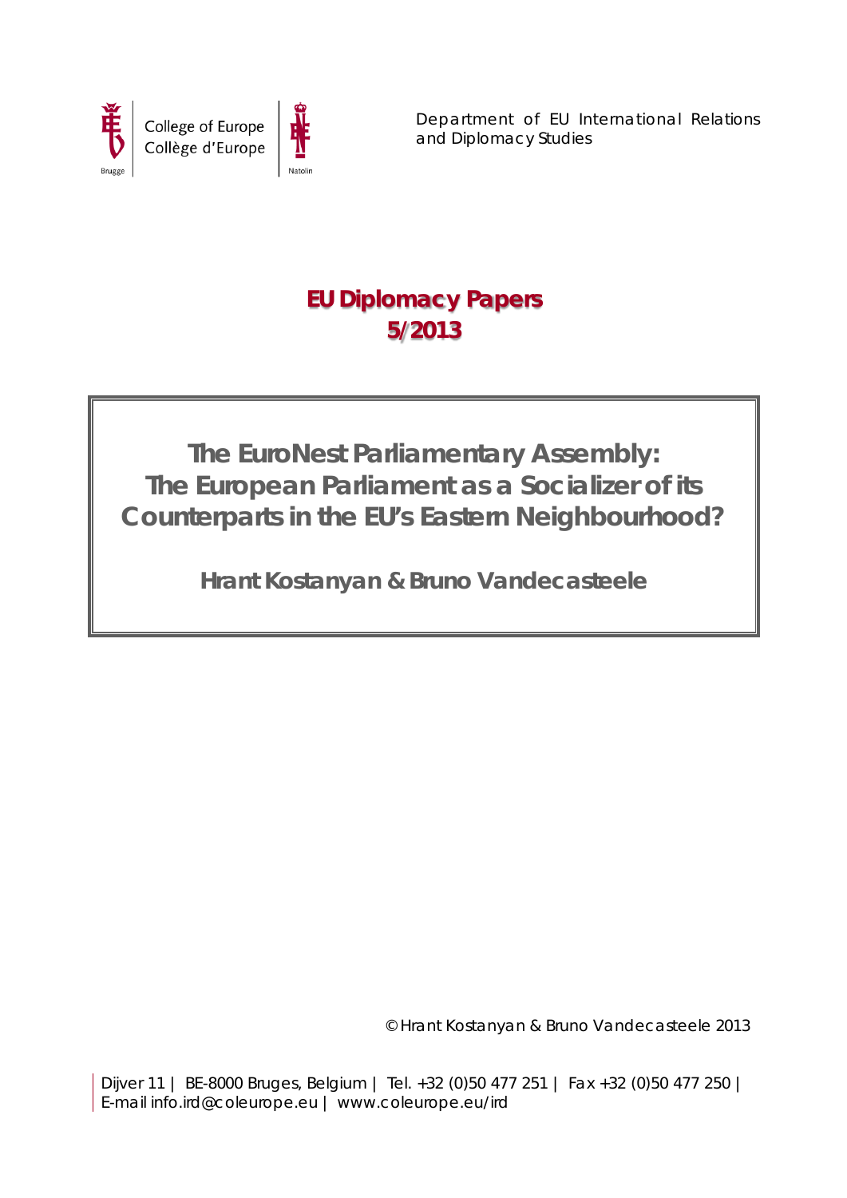College of Europe
Collège d'Europe

Brugge — Natolin

Department of EU International Relations and Diplomacy Studies

# EU Diplomacy Papers
# 5/2013

## The EuroNest Parliamentary Assembly: The European Parliament as a Socializer of its Counterparts in the EU's Eastern Neighbourhood?

**Hrant Kostanyan & Bruno Vandecasteele**

© Hrant Kostanyan & Bruno Vandecasteele 2013

Dijver 11 | BE-8000 Bruges, Belgium | Tel. +32 (0)50 477 251 | Fax +32 (0)50 477 250 | E-mail info.ird@coleurope.eu | www.coleurope.eu/ird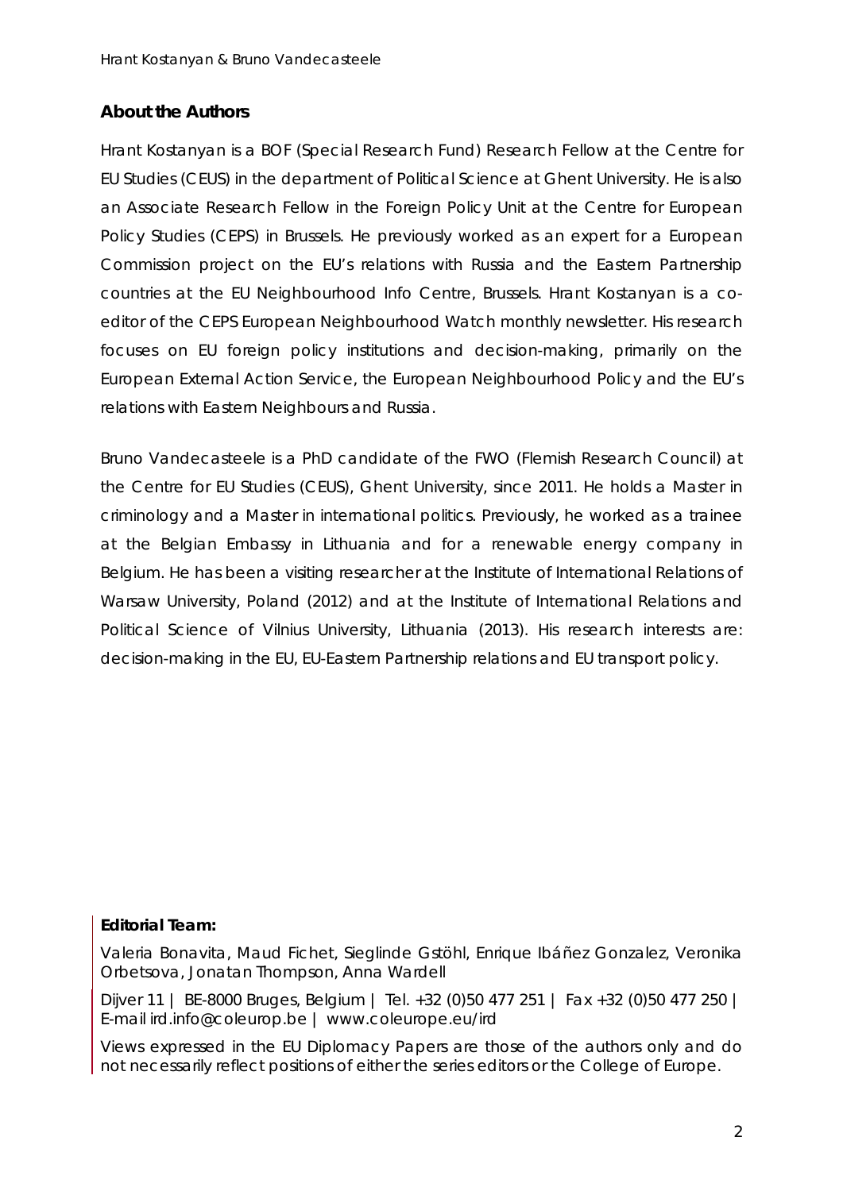## About the Authors

Hrant Kostanyan is a BOF (Special Research Fund) Research Fellow at the Centre for EU Studies (CEUS) in the department of Political Science at Ghent University. He is also an Associate Research Fellow in the Foreign Policy Unit at the Centre for European Policy Studies (CEPS) in Brussels. He previously worked as an expert for a European Commission project on the EU's relations with Russia and the Eastern Partnership countries at the EU Neighbourhood Info Centre, Brussels. Hrant Kostanyan is a co-editor of the CEPS European Neighbourhood Watch monthly newsletter. His research focuses on EU foreign policy institutions and decision-making, primarily on the European External Action Service, the European Neighbourhood Policy and the EU's relations with Eastern Neighbours and Russia.

Bruno Vandecasteele is a PhD candidate of the FWO (Flemish Research Council) at the Centre for EU Studies (CEUS), Ghent University, since 2011. He holds a Master in criminology and a Master in international politics. Previously, he worked as a trainee at the Belgian Embassy in Lithuania and for a renewable energy company in Belgium. He has been a visiting researcher at the Institute of International Relations of Warsaw University, Poland (2012) and at the Institute of International Relations and Political Science of Vilnius University, Lithuania (2013). His research interests are: decision-making in the EU, EU-Eastern Partnership relations and EU transport policy.

**Editorial Team:**

Valeria Bonavita, Maud Fichet, Sieglinde Gstöhl, Enrique Ibáñez Gonzalez, Veronika Orbetsova, Jonatan Thompson, Anna Wardell

Dijver 11 | BE-8000 Bruges, Belgium | Tel. +32 (0)50 477 251 | Fax +32 (0)50 477 250 | E-mail ird.info@coleurop.be | www.coleurope.eu/ird

Views expressed in the EU Diplomacy Papers are those of the authors only and do not necessarily reflect positions of either the series editors or the College of Europe.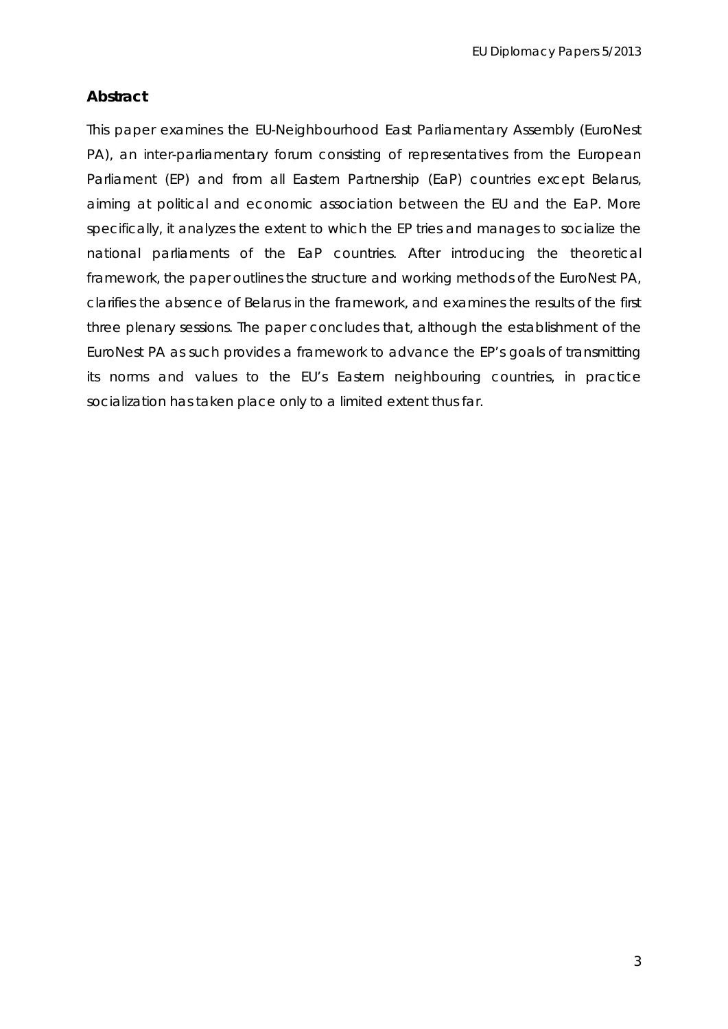## Abstract

This paper examines the EU-Neighbourhood East Parliamentary Assembly (EuroNest PA), an inter-parliamentary forum consisting of representatives from the European Parliament (EP) and from all Eastern Partnership (EaP) countries except Belarus, aiming at political and economic association between the EU and the EaP. More specifically, it analyzes the extent to which the EP tries and manages to socialize the national parliaments of the EaP countries. After introducing the theoretical framework, the paper outlines the structure and working methods of the EuroNest PA, clarifies the absence of Belarus in the framework, and examines the results of the first three plenary sessions. The paper concludes that, although the establishment of the EuroNest PA as such provides a framework to advance the EP's goals of transmitting its norms and values to the EU's Eastern neighbouring countries, in practice socialization has taken place only to a limited extent thus far.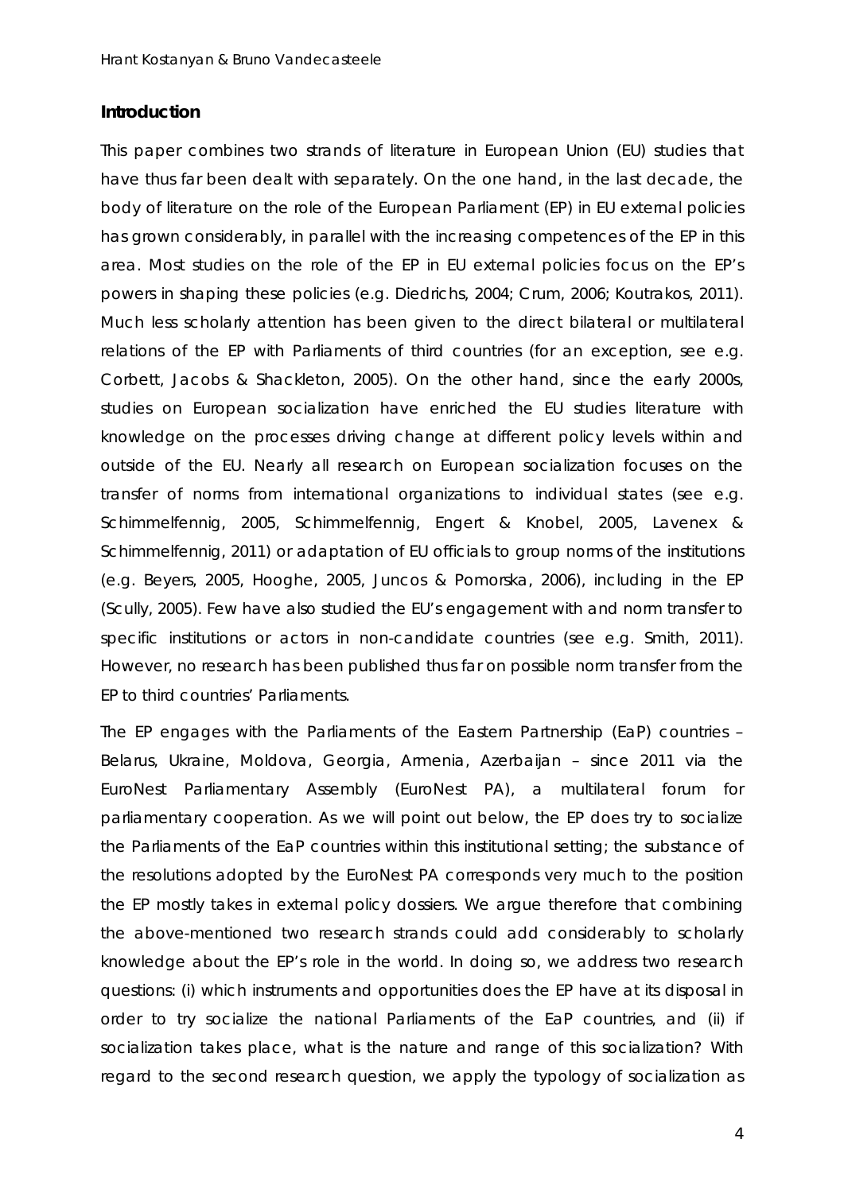## Introduction

This paper combines two strands of literature in European Union (EU) studies that have thus far been dealt with separately. On the one hand, in the last decade, the body of literature on the role of the European Parliament (EP) in EU external policies has grown considerably, in parallel with the increasing competences of the EP in this area. Most studies on the role of the EP in EU external policies focus on the EP's powers in shaping these policies (e.g. Diedrichs, 2004; Crum, 2006; Koutrakos, 2011). Much less scholarly attention has been given to the direct bilateral or multilateral relations of the EP with Parliaments of third countries (for an exception, see e.g. Corbett, Jacobs & Shackleton, 2005). On the other hand, since the early 2000s, studies on European socialization have enriched the EU studies literature with knowledge on the processes driving change at different policy levels within and outside of the EU. Nearly all research on European socialization focuses on the transfer of norms from international organizations to individual states (see e.g. Schimmelfennig, 2005, Schimmelfennig, Engert & Knobel, 2005, Lavenex & Schimmelfennig, 2011) or adaptation of EU officials to group norms of the institutions (e.g. Beyers, 2005, Hooghe, 2005, Juncos & Pomorska, 2006), including in the EP (Scully, 2005). Few have also studied the EU's engagement with and norm transfer to specific institutions or actors in non-candidate countries (see e.g. Smith, 2011). However, no research has been published thus far on possible norm transfer from the EP to third countries' Parliaments.

The EP engages with the Parliaments of the Eastern Partnership (EaP) countries – Belarus, Ukraine, Moldova, Georgia, Armenia, Azerbaijan – since 2011 via the EuroNest Parliamentary Assembly (EuroNest PA), a multilateral forum for parliamentary cooperation. As we will point out below, the EP does try to socialize the Parliaments of the EaP countries within this institutional setting; the substance of the resolutions adopted by the EuroNest PA corresponds very much to the position the EP mostly takes in external policy dossiers. We argue therefore that combining the above-mentioned two research strands could add considerably to scholarly knowledge about the EP's role in the world. In doing so, we address two research questions: (i) which instruments and opportunities does the EP have at its disposal in order to try socialize the national Parliaments of the EaP countries, and (ii) if socialization takes place, what is the nature and range of this socialization? With regard to the second research question, we apply the typology of socialization as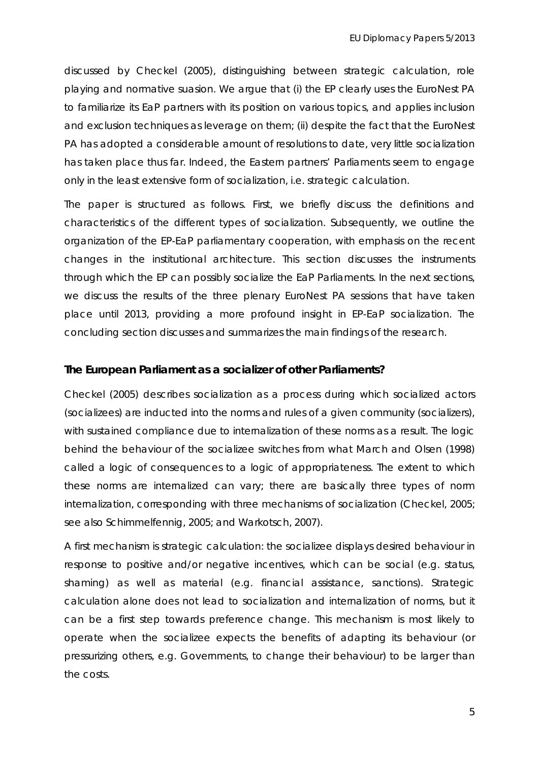discussed by Checkel (2005), distinguishing between strategic calculation, role playing and normative suasion. We argue that (i) the EP clearly uses the EuroNest PA to familiarize its EaP partners with its position on various topics, and applies inclusion and exclusion techniques as leverage on them; (ii) despite the fact that the EuroNest PA has adopted a considerable amount of resolutions to date, very little socialization has taken place thus far. Indeed, the Eastern partners' Parliaments seem to engage only in the least extensive form of socialization, i.e. strategic calculation.

The paper is structured as follows. First, we briefly discuss the definitions and characteristics of the different types of socialization. Subsequently, we outline the organization of the EP-EaP parliamentary cooperation, with emphasis on the recent changes in the institutional architecture. This section discusses the instruments through which the EP can possibly socialize the EaP Parliaments. In the next sections, we discuss the results of the three plenary EuroNest PA sessions that have taken place until 2013, providing a more profound insight in EP-EaP socialization. The concluding section discusses and summarizes the main findings of the research.

## The European Parliament as a socializer of other Parliaments?

Checkel (2005) describes socialization as a process during which socialized actors (socializees) are inducted into the norms and rules of a given community (socializers), with sustained compliance due to internalization of these norms as a result. The logic behind the behaviour of the socializee switches from what March and Olsen (1998) called a logic of consequences to a logic of appropriateness. The extent to which these norms are internalized can vary; there are basically three types of norm internalization, corresponding with three mechanisms of socialization (Checkel, 2005; see also Schimmelfennig, 2005; and Warkotsch, 2007).

A first mechanism is strategic calculation: the socializee displays desired behaviour in response to positive and/or negative incentives, which can be social (e.g. status, shaming) as well as material (e.g. financial assistance, sanctions). Strategic calculation alone does not lead to socialization and internalization of norms, but it can be a first step towards preference change. This mechanism is most likely to operate when the socializee expects the benefits of adapting its behaviour (or pressurizing others, e.g. Governments, to change their behaviour) to be larger than the costs.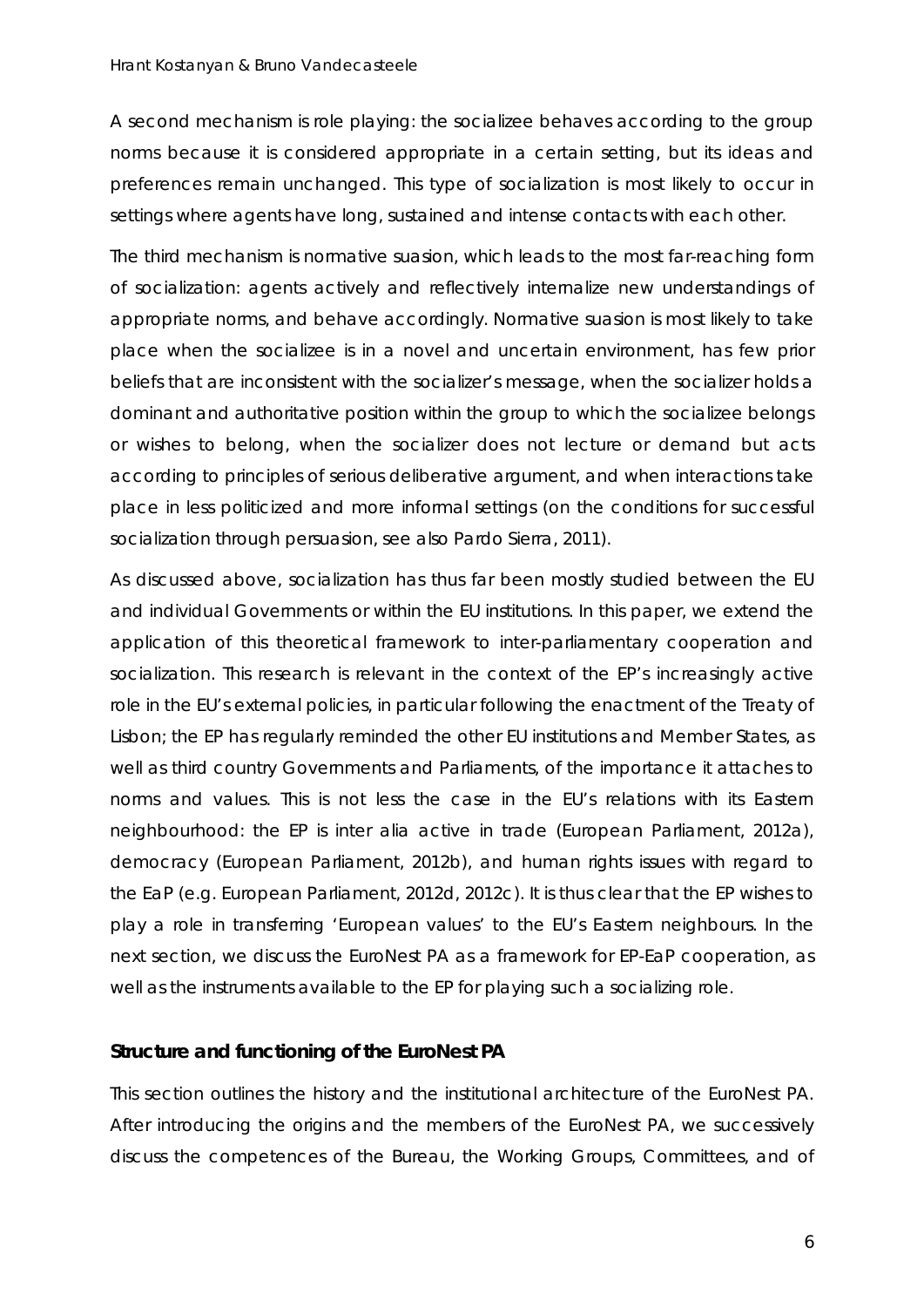A second mechanism is role playing: the socializee behaves according to the group norms because it is considered appropriate in a certain setting, but its ideas and preferences remain unchanged. This type of socialization is most likely to occur in settings where agents have long, sustained and intense contacts with each other.

The third mechanism is normative suasion, which leads to the most far-reaching form of socialization: agents actively and reflectively internalize new understandings of appropriate norms, and behave accordingly. Normative suasion is most likely to take place when the socializee is in a novel and uncertain environment, has few prior beliefs that are inconsistent with the socializer's message, when the socializer holds a dominant and authoritative position within the group to which the socializee belongs or wishes to belong, when the socializer does not lecture or demand but acts according to principles of serious deliberative argument, and when interactions take place in less politicized and more informal settings (on the conditions for successful socialization through persuasion, see also Pardo Sierra, 2011).

As discussed above, socialization has thus far been mostly studied between the EU and individual Governments or within the EU institutions. In this paper, we extend the application of this theoretical framework to inter-parliamentary cooperation and socialization. This research is relevant in the context of the EP's increasingly active role in the EU's external policies, in particular following the enactment of the Treaty of Lisbon; the EP has regularly reminded the other EU institutions and Member States, as well as third country Governments and Parliaments, of the importance it attaches to norms and values. This is not less the case in the EU's relations with its Eastern neighbourhood: the EP is *inter alia* active in trade (European Parliament, 2012a), democracy (European Parliament, 2012b), and human rights issues with regard to the EaP (e.g. European Parliament, 2012d, 2012c). It is thus clear that the EP wishes to play a role in transferring 'European values' to the EU's Eastern neighbours. In the next section, we discuss the EuroNest PA as a framework for EP-EaP cooperation, as well as the instruments available to the EP for playing such a socializing role.

## Structure and functioning of the EuroNest PA

This section outlines the history and the institutional architecture of the EuroNest PA. After introducing the origins and the members of the EuroNest PA, we successively discuss the competences of the Bureau, the Working Groups, Committees, and of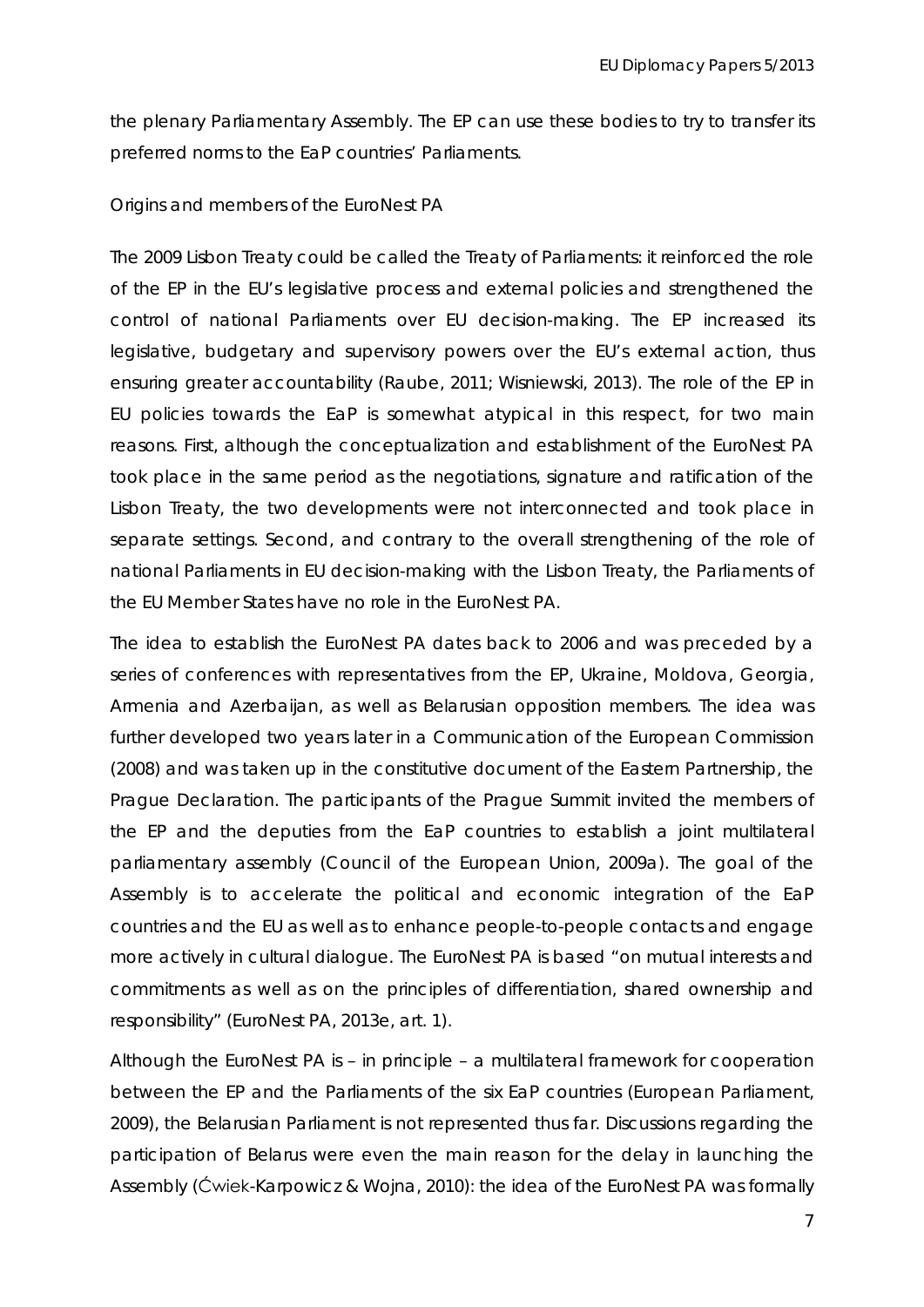the plenary Parliamentary Assembly. The EP can use these bodies to try to transfer its preferred norms to the EaP countries' Parliaments.

*Origins and members of the EuroNest PA*

The 2009 Lisbon Treaty could be called the Treaty of Parliaments: it reinforced the role of the EP in the EU's legislative process and external policies and strengthened the control of national Parliaments over EU decision-making. The EP increased its legislative, budgetary and supervisory powers over the EU's external action, thus ensuring greater accountability (Raube, 2011; Wisniewski, 2013). The role of the EP in EU policies towards the EaP is somewhat atypical in this respect, for two main reasons. First, although the conceptualization and establishment of the EuroNest PA took place in the same period as the negotiations, signature and ratification of the Lisbon Treaty, the two developments were not interconnected and took place in separate settings. Second, and contrary to the overall strengthening of the role of national Parliaments in EU decision-making with the Lisbon Treaty, the Parliaments of the EU Member States have no role in the EuroNest PA.

The idea to establish the EuroNest PA dates back to 2006 and was preceded by a series of conferences with representatives from the EP, Ukraine, Moldova, Georgia, Armenia and Azerbaijan, as well as Belarusian opposition members. The idea was further developed two years later in a Communication of the European Commission (2008) and was taken up in the constitutive document of the Eastern Partnership, the Prague Declaration. The participants of the Prague Summit invited the members of the EP and the deputies from the EaP countries to establish a joint multilateral parliamentary assembly (Council of the European Union, 2009a). The goal of the Assembly is to accelerate the political and economic integration of the EaP countries and the EU as well as to enhance people-to-people contacts and engage more actively in cultural dialogue. The EuroNest PA is based "on mutual interests and commitments as well as on the principles of differentiation, shared ownership and responsibility" (EuroNest PA, 2013e, art. 1).

Although the EuroNest PA is – in principle – a multilateral framework for cooperation between the EP and the Parliaments of the six EaP countries (European Parliament, 2009), the Belarusian Parliament is not represented thus far. Discussions regarding the participation of Belarus were even the main reason for the delay in launching the Assembly (Ćwiek-Karpowicz & Wojna, 2010): the idea of the EuroNest PA was formally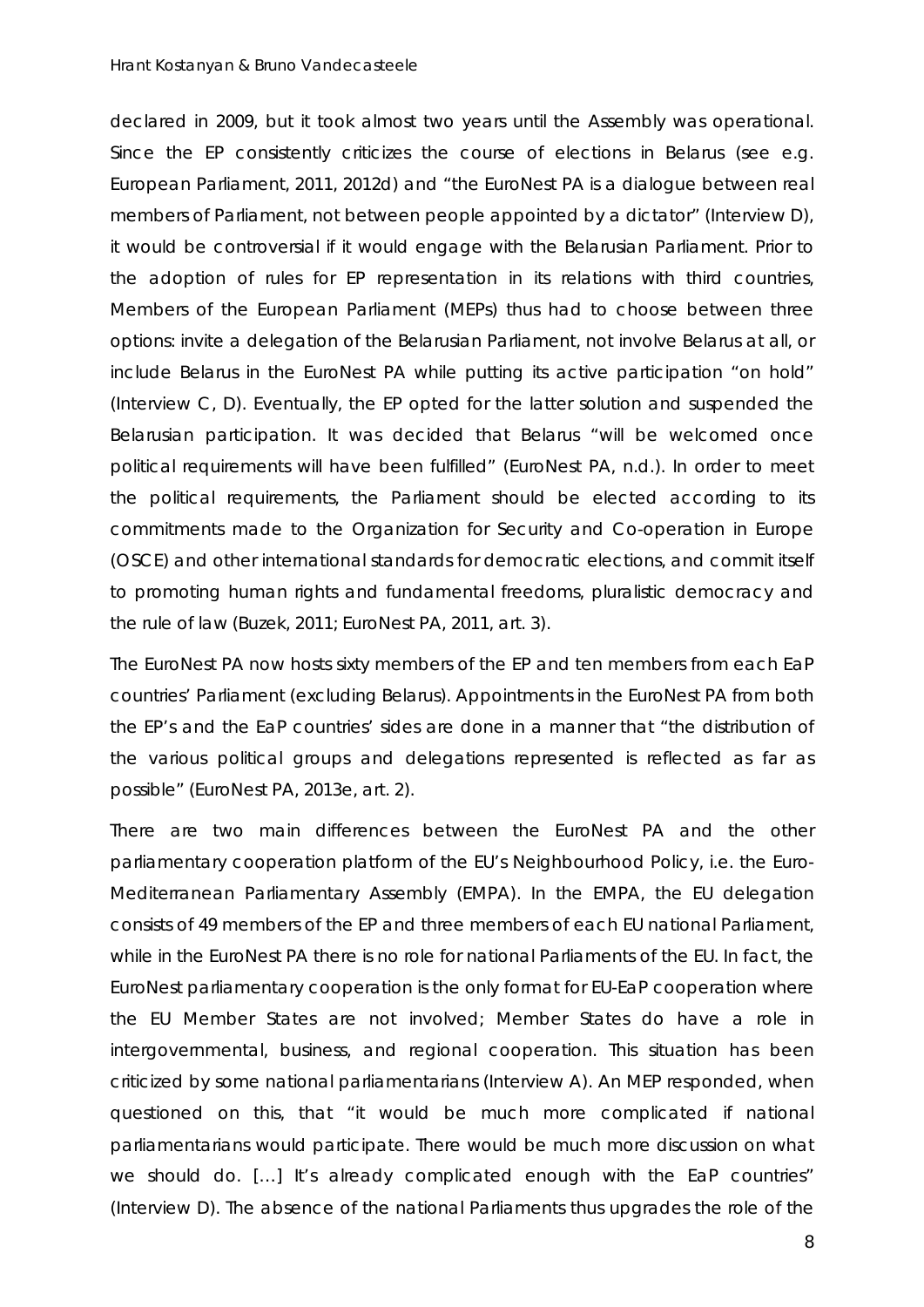declared in 2009, but it took almost two years until the Assembly was operational. Since the EP consistently criticizes the course of elections in Belarus (see e.g. European Parliament, 2011, 2012d) and "the EuroNest PA is a dialogue between real members of Parliament, not between people appointed by a dictator" (Interview D), it would be controversial if it would engage with the Belarusian Parliament. Prior to the adoption of rules for EP representation in its relations with third countries, Members of the European Parliament (MEPs) thus had to choose between three options: invite a delegation of the Belarusian Parliament, not involve Belarus at all, or include Belarus in the EuroNest PA while putting its active participation "on hold" (Interview C, D). Eventually, the EP opted for the latter solution and suspended the Belarusian participation. It was decided that Belarus "will be welcomed once political requirements will have been fulfilled" (EuroNest PA, n.d.). In order to meet the political requirements, the Parliament should be elected according to its commitments made to the Organization for Security and Co-operation in Europe (OSCE) and other international standards for democratic elections, and commit itself to promoting human rights and fundamental freedoms, pluralistic democracy and the rule of law (Buzek, 2011; EuroNest PA, 2011, art. 3).

The EuroNest PA now hosts sixty members of the EP and ten members from each EaP countries' Parliament (excluding Belarus). Appointments in the EuroNest PA from both the EP's and the EaP countries' sides are done in a manner that "the distribution of the various political groups and delegations represented is reflected as far as possible" (EuroNest PA, 2013e, art. 2).

There are two main differences between the EuroNest PA and the other parliamentary cooperation platform of the EU's Neighbourhood Policy, i.e. the Euro-Mediterranean Parliamentary Assembly (EMPA). In the EMPA, the EU delegation consists of 49 members of the EP and three members of each EU national Parliament, while in the EuroNest PA there is no role for national Parliaments of the EU. In fact, the EuroNest parliamentary cooperation is the only format for EU-EaP cooperation where the EU Member States are not involved; Member States do have a role in intergovernmental, business, and regional cooperation. This situation has been criticized by some national parliamentarians (Interview A). An MEP responded, when questioned on this, that "it would be much more complicated if national parliamentarians would participate. There would be much more discussion on what we should do. […] It's already complicated enough with the EaP countries" (Interview D). The absence of the national Parliaments thus upgrades the role of the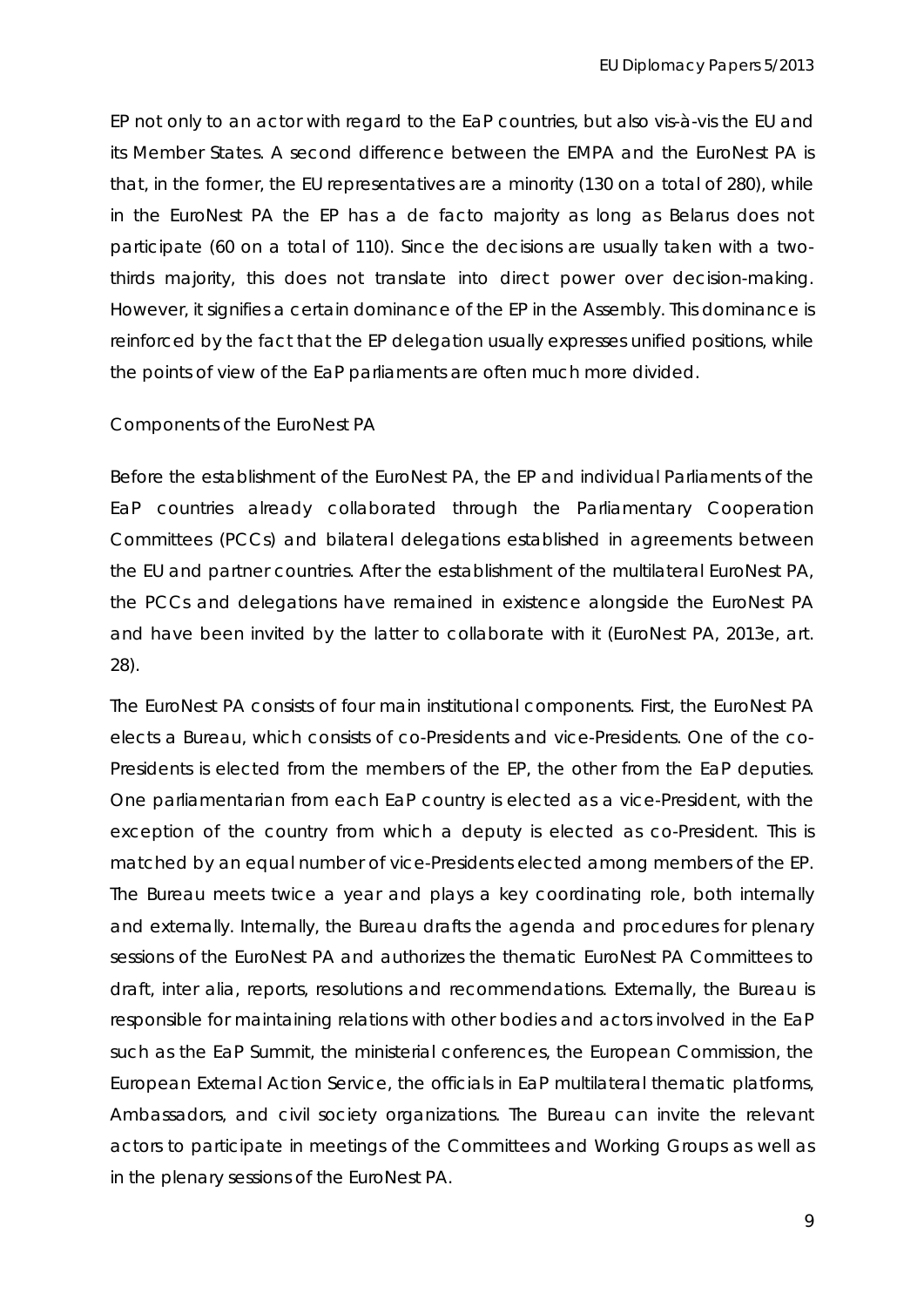EP not only to an actor with regard to the EaP countries, but also vis-à-vis the EU and its Member States. A second difference between the EMPA and the EuroNest PA is that, in the former, the EU representatives are a minority (130 on a total of 280), while in the EuroNest PA the EP has a *de facto* majority as long as Belarus does not participate (60 on a total of 110). Since the decisions are usually taken with a two-thirds majority, this does not translate into direct power over decision-making. However, it signifies a certain dominance of the EP in the Assembly. This dominance is reinforced by the fact that the EP delegation usually expresses unified positions, while the points of view of the EaP parliaments are often much more divided.

*Components of the EuroNest PA*

Before the establishment of the EuroNest PA, the EP and individual Parliaments of the EaP countries already collaborated through the Parliamentary Cooperation Committees (PCCs) and bilateral delegations established in agreements between the EU and partner countries. After the establishment of the multilateral EuroNest PA, the PCCs and delegations have remained in existence alongside the EuroNest PA and have been invited by the latter to collaborate with it (EuroNest PA, 2013e, art. 28).

The EuroNest PA consists of four main institutional components. First, the EuroNest PA elects a Bureau, which consists of co-Presidents and vice-Presidents. One of the co-Presidents is elected from the members of the EP, the other from the EaP deputies. One parliamentarian from each EaP country is elected as a vice-President, with the exception of the country from which a deputy is elected as co-President. This is matched by an equal number of vice-Presidents elected among members of the EP. The Bureau meets twice a year and plays a key coordinating role, both internally and externally. Internally, the Bureau drafts the agenda and procedures for plenary sessions of the EuroNest PA and authorizes the thematic EuroNest PA Committees to draft, *inter alia*, reports, resolutions and recommendations. Externally, the Bureau is responsible for maintaining relations with other bodies and actors involved in the EaP such as the EaP Summit, the ministerial conferences, the European Commission, the European External Action Service, the officials in EaP multilateral thematic platforms, Ambassadors, and civil society organizations. The Bureau can invite the relevant actors to participate in meetings of the Committees and Working Groups as well as in the plenary sessions of the EuroNest PA.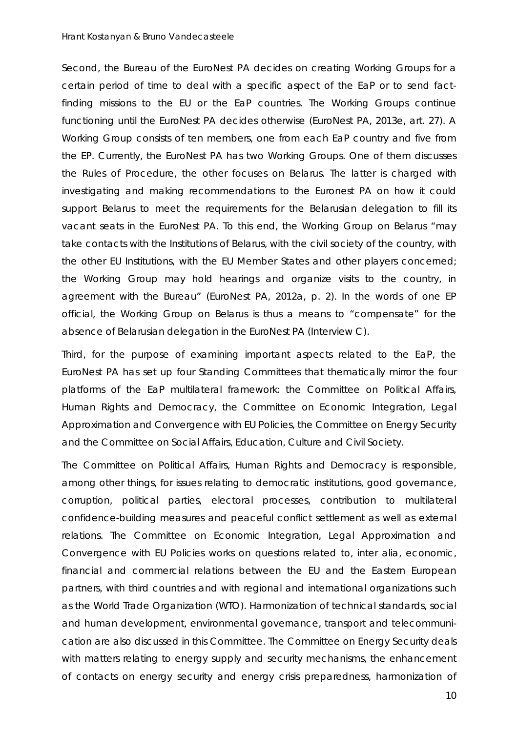Second, the Bureau of the EuroNest PA decides on creating Working Groups for a certain period of time to deal with a specific aspect of the EaP or to send fact-finding missions to the EU or the EaP countries. The Working Groups continue functioning until the EuroNest PA decides otherwise (EuroNest PA, 2013e, art. 27). A Working Group consists of ten members, one from each EaP country and five from the EP. Currently, the EuroNest PA has two Working Groups. One of them discusses the Rules of Procedure, the other focuses on Belarus. The latter is charged with investigating and making recommendations to the Euronest PA on how it could support Belarus to meet the requirements for the Belarusian delegation to fill its vacant seats in the EuroNest PA. To this end, the Working Group on Belarus "may take contacts with the Institutions of Belarus, with the civil society of the country, with the other EU Institutions, with the EU Member States and other players concerned; the Working Group may hold hearings and organize visits to the country, in agreement with the Bureau" (EuroNest PA, 2012a, p. 2). In the words of one EP official, the Working Group on Belarus is thus a means to "compensate" for the absence of Belarusian delegation in the EuroNest PA (Interview C).

Third, for the purpose of examining important aspects related to the EaP, the EuroNest PA has set up four Standing Committees that thematically mirror the four platforms of the EaP multilateral framework: the Committee on Political Affairs, Human Rights and Democracy, the Committee on Economic Integration, Legal Approximation and Convergence with EU Policies, the Committee on Energy Security and the Committee on Social Affairs, Education, Culture and Civil Society.

The Committee on Political Affairs, Human Rights and Democracy is responsible, among other things, for issues relating to democratic institutions, good governance, corruption, political parties, electoral processes, contribution to multilateral confidence-building measures and peaceful conflict settlement as well as external relations. The Committee on Economic Integration, Legal Approximation and Convergence with EU Policies works on questions related to, inter alia, economic, financial and commercial relations between the EU and the Eastern European partners, with third countries and with regional and international organizations such as the World Trade Organization (WTO). Harmonization of technical standards, social and human development, environmental governance, transport and telecommunication are also discussed in this Committee. The Committee on Energy Security deals with matters relating to energy supply and security mechanisms, the enhancement of contacts on energy security and energy crisis preparedness, harmonization of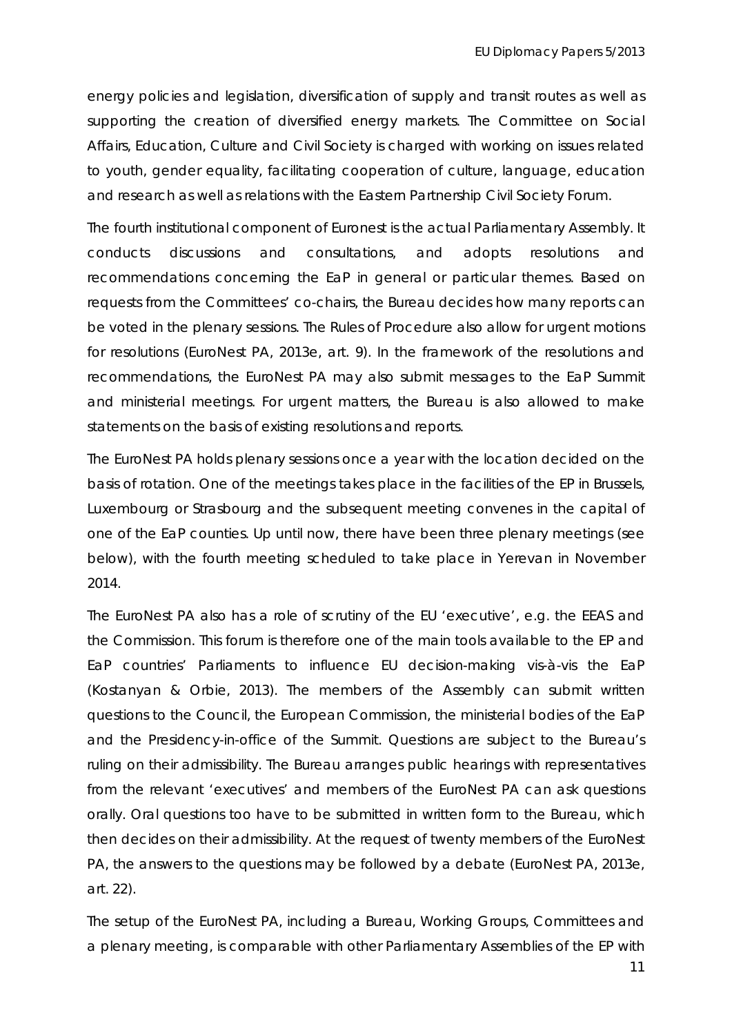energy policies and legislation, diversification of supply and transit routes as well as supporting the creation of diversified energy markets. The Committee on Social Affairs, Education, Culture and Civil Society is charged with working on issues related to youth, gender equality, facilitating cooperation of culture, language, education and research as well as relations with the Eastern Partnership Civil Society Forum.

The fourth institutional component of Euronest is the actual Parliamentary Assembly. It conducts discussions and consultations, and adopts resolutions and recommendations concerning the EaP in general or particular themes. Based on requests from the Committees' co-chairs, the Bureau decides how many reports can be voted in the plenary sessions. The Rules of Procedure also allow for urgent motions for resolutions (EuroNest PA, 2013e, art. 9). In the framework of the resolutions and recommendations, the EuroNest PA may also submit messages to the EaP Summit and ministerial meetings. For urgent matters, the Bureau is also allowed to make statements on the basis of existing resolutions and reports.

The EuroNest PA holds plenary sessions once a year with the location decided on the basis of rotation. One of the meetings takes place in the facilities of the EP in Brussels, Luxembourg or Strasbourg and the subsequent meeting convenes in the capital of one of the EaP counties. Up until now, there have been three plenary meetings (see below), with the fourth meeting scheduled to take place in Yerevan in November 2014.

The EuroNest PA also has a role of scrutiny of the EU 'executive', e.g. the EEAS and the Commission. This forum is therefore one of the main tools available to the EP and EaP countries' Parliaments to influence EU decision-making vis-à-vis the EaP (Kostanyan & Orbie, 2013). The members of the Assembly can submit written questions to the Council, the European Commission, the ministerial bodies of the EaP and the Presidency-in-office of the Summit. Questions are subject to the Bureau's ruling on their admissibility. The Bureau arranges public hearings with representatives from the relevant 'executives' and members of the EuroNest PA can ask questions orally. Oral questions too have to be submitted in written form to the Bureau, which then decides on their admissibility. At the request of twenty members of the EuroNest PA, the answers to the questions may be followed by a debate (EuroNest PA, 2013e, art. 22).

The setup of the EuroNest PA, including a Bureau, Working Groups, Committees and a plenary meeting, is comparable with other Parliamentary Assemblies of the EP with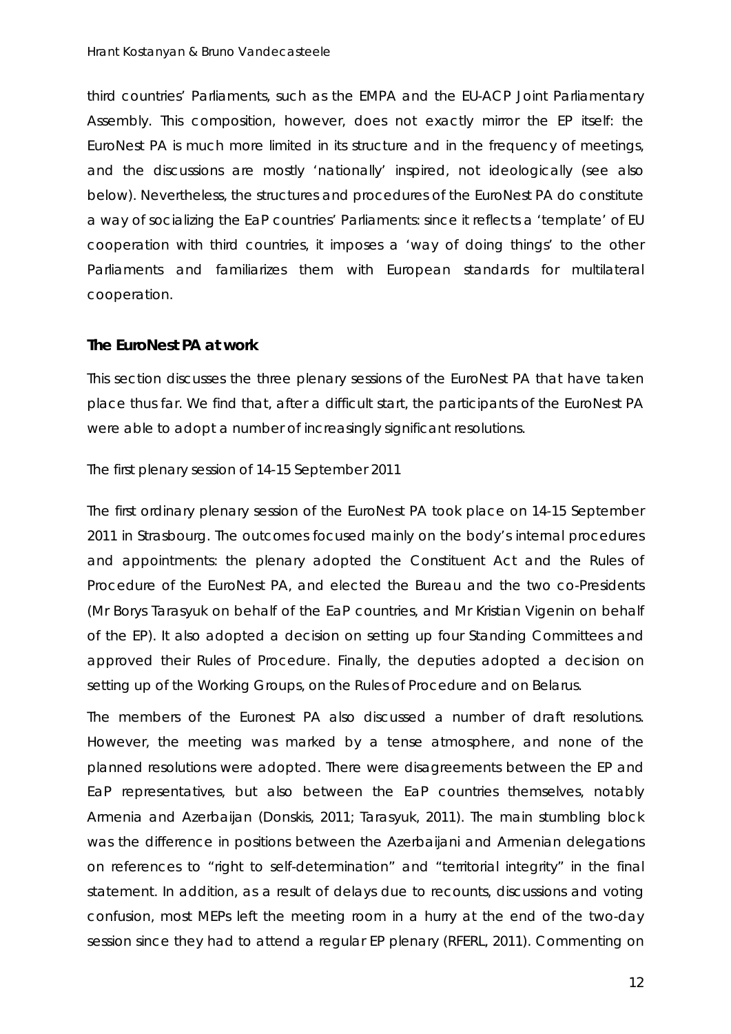third countries' Parliaments, such as the EMPA and the EU-ACP Joint Parliamentary Assembly. This composition, however, does not exactly mirror the EP itself: the EuroNest PA is much more limited in its structure and in the frequency of meetings, and the discussions are mostly 'nationally' inspired, not ideologically (see also below). Nevertheless, the structures and procedures of the EuroNest PA do constitute a way of socializing the EaP countries' Parliaments: since it reflects a 'template' of EU cooperation with third countries, it imposes a 'way of doing things' to the other Parliaments and familiarizes them with European standards for multilateral cooperation.

## The EuroNest PA at work

This section discusses the three plenary sessions of the EuroNest PA that have taken place thus far. We find that, after a difficult start, the participants of the EuroNest PA were able to adopt a number of increasingly significant resolutions.

*The first plenary session of 14-15 September 2011*

The first ordinary plenary session of the EuroNest PA took place on 14-15 September 2011 in Strasbourg. The outcomes focused mainly on the body's internal procedures and appointments: the plenary adopted the Constituent Act and the Rules of Procedure of the EuroNest PA, and elected the Bureau and the two co-Presidents (Mr Borys Tarasyuk on behalf of the EaP countries, and Mr Kristian Vigenin on behalf of the EP). It also adopted a decision on setting up four Standing Committees and approved their Rules of Procedure. Finally, the deputies adopted a decision on setting up of the Working Groups, on the Rules of Procedure and on Belarus.

The members of the Euronest PA also discussed a number of draft resolutions. However, the meeting was marked by a tense atmosphere, and none of the planned resolutions were adopted. There were disagreements between the EP and EaP representatives, but also between the EaP countries themselves, notably Armenia and Azerbaijan (Donskis, 2011; Tarasyuk, 2011). The main stumbling block was the difference in positions between the Azerbaijani and Armenian delegations on references to "right to self-determination" and "territorial integrity" in the final statement. In addition, as a result of delays due to recounts, discussions and voting confusion, most MEPs left the meeting room in a hurry at the end of the two-day session since they had to attend a regular EP plenary (RFERL, 2011). Commenting on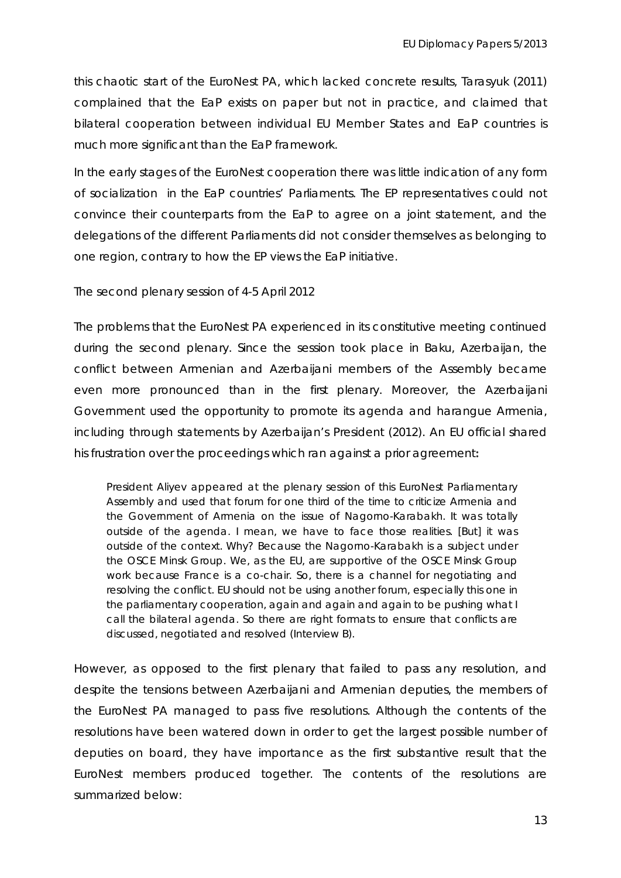this chaotic start of the EuroNest PA, which lacked concrete results, Tarasyuk (2011) complained that the EaP exists on paper but not in practice, and claimed that bilateral cooperation between individual EU Member States and EaP countries is much more significant than the EaP framework.

In the early stages of the EuroNest cooperation there was little indication of any form of socialization in the EaP countries' Parliaments. The EP representatives could not convince their counterparts from the EaP to agree on a joint statement, and the delegations of the different Parliaments did not consider themselves as belonging to one region, contrary to how the EP views the EaP initiative.

*The second plenary session of 4-5 April 2012*

The problems that the EuroNest PA experienced in its constitutive meeting continued during the second plenary. Since the session took place in Baku, Azerbaijan, the conflict between Armenian and Azerbaijani members of the Assembly became even more pronounced than in the first plenary. Moreover, the Azerbaijani Government used the opportunity to promote its agenda and harangue Armenia, including through statements by Azerbaijan's President (2012). An EU official shared his frustration over the proceedings which ran against a prior agreement:

> President Aliyev appeared at the plenary session of this EuroNest Parliamentary Assembly and used that forum for one third of the time to criticize Armenia and the Government of Armenia on the issue of Nagorno-Karabakh. It was totally outside of the agenda. I mean, we have to face those realities. [But] it was outside of the context. Why? Because the Nagorno-Karabakh is a subject under the OSCE Minsk Group. We, as the EU, are supportive of the OSCE Minsk Group work because France is a co-chair. So, there is a channel for negotiating and resolving the conflict. EU should not be using another forum, especially this one in the parliamentary cooperation, again and again and again to be pushing what I call the bilateral agenda. So there are right formats to ensure that conflicts are discussed, negotiated and resolved (Interview B).

However, as opposed to the first plenary that failed to pass any resolution, and despite the tensions between Azerbaijani and Armenian deputies, the members of the EuroNest PA managed to pass five resolutions. Although the contents of the resolutions have been watered down in order to get the largest possible number of deputies on board, they have importance as the first substantive result that the EuroNest members produced together. The contents of the resolutions are summarized below: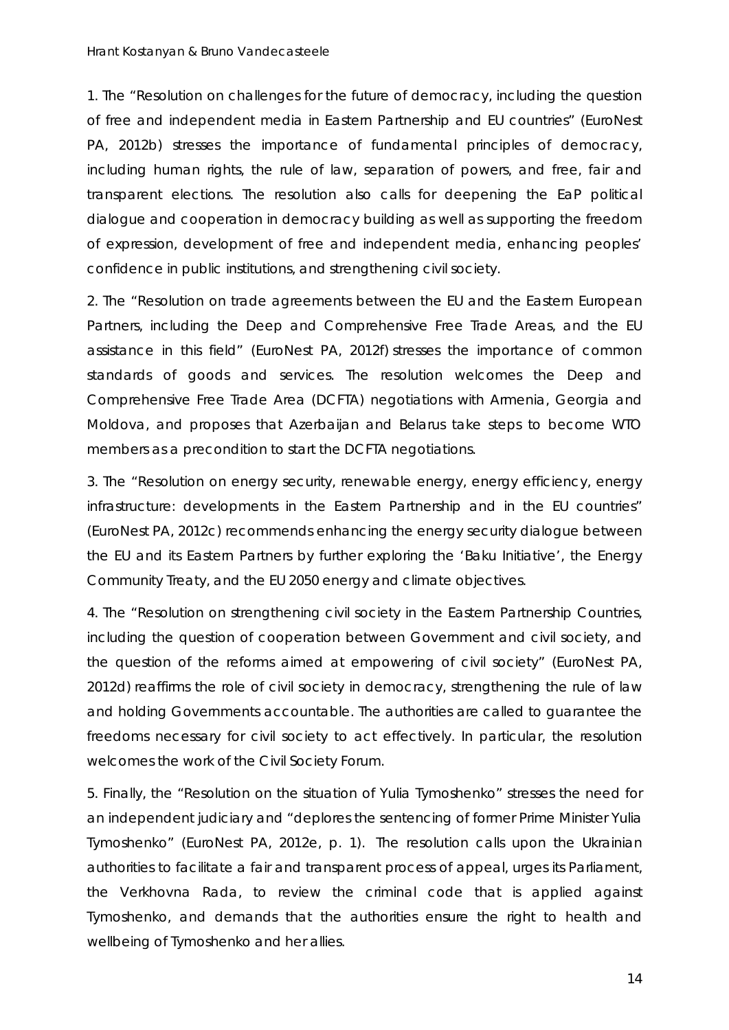1. The "Resolution on challenges for the future of democracy, including the question of free and independent media in Eastern Partnership and EU countries" (EuroNest PA, 2012b) stresses the importance of fundamental principles of democracy, including human rights, the rule of law, separation of powers, and free, fair and transparent elections. The resolution also calls for deepening the EaP political dialogue and cooperation in democracy building as well as supporting the freedom of expression, development of free and independent media, enhancing peoples' confidence in public institutions, and strengthening civil society.

2. The "Resolution on trade agreements between the EU and the Eastern European Partners, including the Deep and Comprehensive Free Trade Areas, and the EU assistance in this field" (EuroNest PA, 2012f) stresses the importance of common standards of goods and services. The resolution welcomes the Deep and Comprehensive Free Trade Area (DCFTA) negotiations with Armenia, Georgia and Moldova, and proposes that Azerbaijan and Belarus take steps to become WTO members as a precondition to start the DCFTA negotiations.

3. The "Resolution on energy security, renewable energy, energy efficiency, energy infrastructure: developments in the Eastern Partnership and in the EU countries" (EuroNest PA, 2012c) recommends enhancing the energy security dialogue between the EU and its Eastern Partners by further exploring the 'Baku Initiative', the Energy Community Treaty, and the EU 2050 energy and climate objectives.

4. The "Resolution on strengthening civil society in the Eastern Partnership Countries, including the question of cooperation between Government and civil society, and the question of the reforms aimed at empowering of civil society" (EuroNest PA, 2012d) reaffirms the role of civil society in democracy, strengthening the rule of law and holding Governments accountable. The authorities are called to guarantee the freedoms necessary for civil society to act effectively. In particular, the resolution welcomes the work of the Civil Society Forum.

5. Finally, the "Resolution on the situation of Yulia Tymoshenko" stresses the need for an independent judiciary and "deplores the sentencing of former Prime Minister Yulia Tymoshenko" (EuroNest PA, 2012e, p. 1). The resolution calls upon the Ukrainian authorities to facilitate a fair and transparent process of appeal, urges its Parliament, the Verkhovna Rada, to review the criminal code that is applied against Tymoshenko, and demands that the authorities ensure the right to health and wellbeing of Tymoshenko and her allies.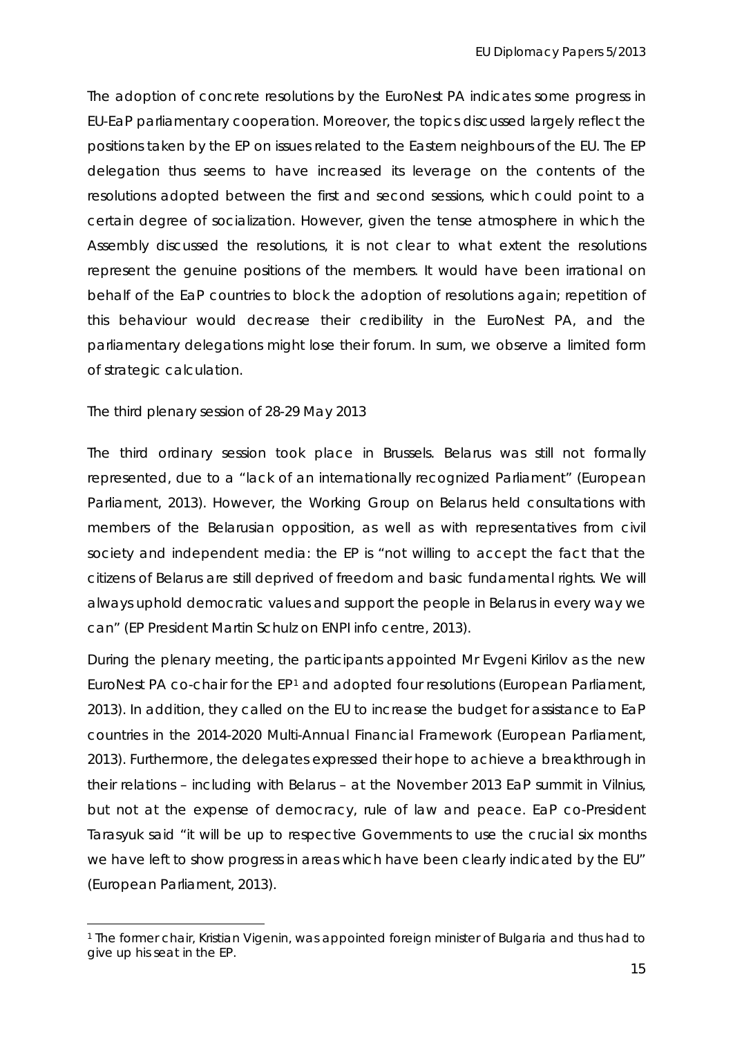The adoption of concrete resolutions by the EuroNest PA indicates some progress in EU-EaP parliamentary cooperation. Moreover, the topics discussed largely reflect the positions taken by the EP on issues related to the Eastern neighbours of the EU. The EP delegation thus seems to have increased its leverage on the contents of the resolutions adopted between the first and second sessions, which could point to a certain degree of socialization. However, given the tense atmosphere in which the Assembly discussed the resolutions, it is not clear to what extent the resolutions represent the genuine positions of the members. It would have been irrational on behalf of the EaP countries to block the adoption of resolutions again; repetition of this behaviour would decrease their credibility in the EuroNest PA, and the parliamentary delegations might lose their forum. In sum, we observe a limited form of strategic calculation.

*The third plenary session of 28-29 May 2013*

The third ordinary session took place in Brussels. Belarus was still not formally represented, due to a "lack of an internationally recognized Parliament" (European Parliament, 2013). However, the Working Group on Belarus held consultations with members of the Belarusian opposition, as well as with representatives from civil society and independent media: the EP is "not willing to accept the fact that the citizens of Belarus are still deprived of freedom and basic fundamental rights. We will always uphold democratic values and support the people in Belarus in every way we can" (EP President Martin Schulz on ENPI info centre, 2013).

During the plenary meeting, the participants appointed Mr Evgeni Kirilov as the new EuroNest PA co-chair for the EP[1] and adopted four resolutions (European Parliament, 2013). In addition, they called on the EU to increase the budget for assistance to EaP countries in the 2014-2020 Multi-Annual Financial Framework (European Parliament, 2013). Furthermore, the delegates expressed their hope to achieve a breakthrough in their relations – including with Belarus – at the November 2013 EaP summit in Vilnius, but not at the expense of democracy, rule of law and peace. EaP co-President Tarasyuk said "it will be up to respective Governments to use the crucial six months we have left to show progress in areas which have been clearly indicated by the EU" (European Parliament, 2013).

[1] The former chair, Kristian Vigenin, was appointed foreign minister of Bulgaria and thus had to give up his seat in the EP.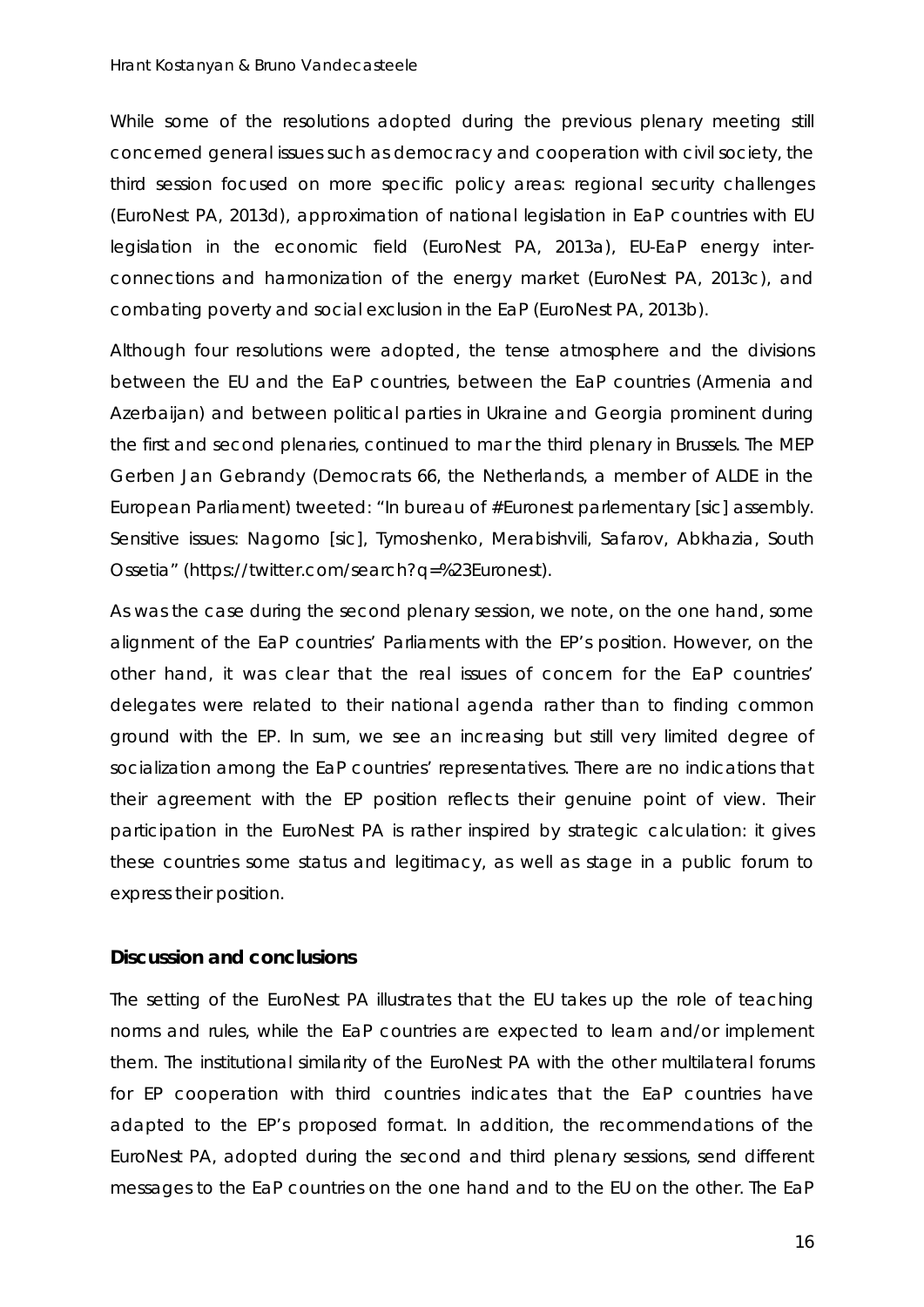While some of the resolutions adopted during the previous plenary meeting still concerned general issues such as democracy and cooperation with civil society, the third session focused on more specific policy areas: regional security challenges (EuroNest PA, 2013d), approximation of national legislation in EaP countries with EU legislation in the economic field (EuroNest PA, 2013a), EU-EaP energy inter-connections and harmonization of the energy market (EuroNest PA, 2013c), and combating poverty and social exclusion in the EaP (EuroNest PA, 2013b).

Although four resolutions were adopted, the tense atmosphere and the divisions between the EU and the EaP countries, between the EaP countries (Armenia and Azerbaijan) and between political parties in Ukraine and Georgia prominent during the first and second plenaries, continued to mar the third plenary in Brussels. The MEP Gerben Jan Gebrandy (Democrats 66, the Netherlands, a member of ALDE in the European Parliament) tweeted: "In bureau of #Euronest parlementary [sic] assembly. Sensitive issues: Nagorno [sic], Tymoshenko, Merabishvili, Safarov, Abkhazia, South Ossetia" (https://twitter.com/search?q=%23Euronest).

As was the case during the second plenary session, we note, on the one hand, some alignment of the EaP countries' Parliaments with the EP's position. However, on the other hand, it was clear that the real issues of concern for the EaP countries' delegates were related to their national agenda rather than to finding common ground with the EP. In sum, we see an increasing but still very limited degree of socialization among the EaP countries' representatives. There are no indications that their agreement with the EP position reflects their genuine point of view. Their participation in the EuroNest PA is rather inspired by strategic calculation: it gives these countries some status and legitimacy, as well as stage in a public forum to express their position.

## Discussion and conclusions

The setting of the EuroNest PA illustrates that the EU takes up the role of teaching norms and rules, while the EaP countries are expected to learn and/or implement them. The institutional similarity of the EuroNest PA with the other multilateral forums for EP cooperation with third countries indicates that the EaP countries have adapted to the EP's proposed format. In addition, the recommendations of the EuroNest PA, adopted during the second and third plenary sessions, send different messages to the EaP countries on the one hand and to the EU on the other. The EaP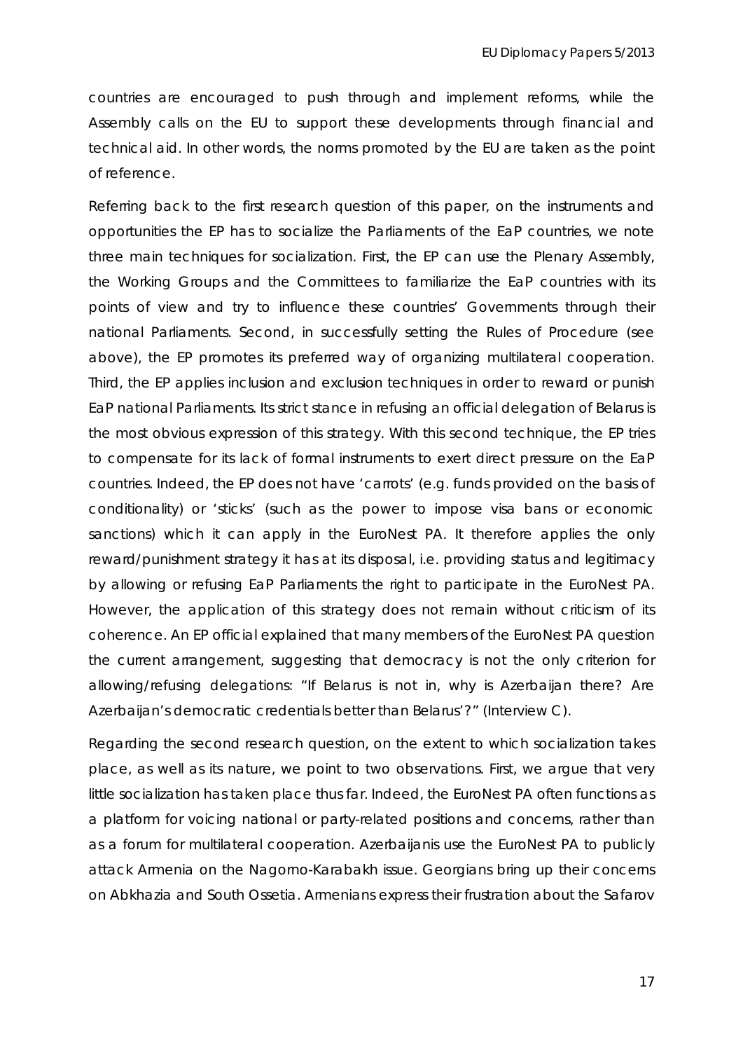countries are encouraged to push through and implement reforms, while the Assembly calls on the EU to support these developments through financial and technical aid. In other words, the norms promoted by the EU are taken as the point of reference.

Referring back to the first research question of this paper, on the instruments and opportunities the EP has to socialize the Parliaments of the EaP countries, we note three main techniques for socialization. First, the EP can use the Plenary Assembly, the Working Groups and the Committees to familiarize the EaP countries with its points of view and try to influence these countries' Governments through their national Parliaments. Second, in successfully setting the Rules of Procedure (see above), the EP promotes its preferred way of organizing multilateral cooperation. Third, the EP applies inclusion and exclusion techniques in order to reward or punish EaP national Parliaments. Its strict stance in refusing an official delegation of Belarus is the most obvious expression of this strategy. With this second technique, the EP tries to compensate for its lack of formal instruments to exert direct pressure on the EaP countries. Indeed, the EP does not have 'carrots' (e.g. funds provided on the basis of conditionality) or 'sticks' (such as the power to impose visa bans or economic sanctions) which it can apply in the EuroNest PA. It therefore applies the only reward/punishment strategy it has at its disposal, i.e. providing status and legitimacy by allowing or refusing EaP Parliaments the right to participate in the EuroNest PA. However, the application of this strategy does not remain without criticism of its coherence. An EP official explained that many members of the EuroNest PA question the current arrangement, suggesting that democracy is not the only criterion for allowing/refusing delegations: "If Belarus is not in, why is Azerbaijan there? Are Azerbaijan's democratic credentials better than Belarus'?" (Interview C).

Regarding the second research question, on the extent to which socialization takes place, as well as its nature, we point to two observations. First, we argue that very little socialization has taken place thus far. Indeed, the EuroNest PA often functions as a platform for voicing national or party-related positions and concerns, rather than as a forum for multilateral cooperation. Azerbaijanis use the EuroNest PA to publicly attack Armenia on the Nagorno-Karabakh issue. Georgians bring up their concerns on Abkhazia and South Ossetia. Armenians express their frustration about the Safarov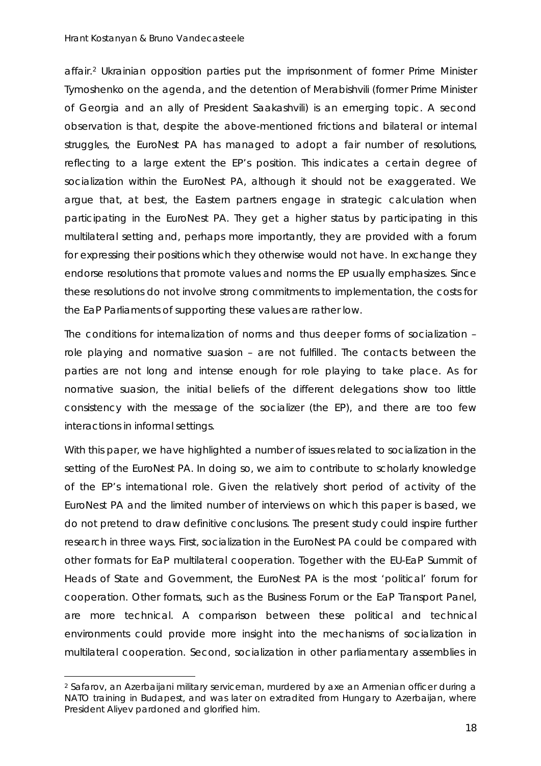affair.[2] Ukrainian opposition parties put the imprisonment of former Prime Minister Tymoshenko on the agenda, and the detention of Merabishvili (former Prime Minister of Georgia and an ally of President Saakashvili) is an emerging topic. A second observation is that, despite the above-mentioned frictions and bilateral or internal struggles, the EuroNest PA has managed to adopt a fair number of resolutions, reflecting to a large extent the EP's position. This indicates a certain degree of socialization within the EuroNest PA, although it should not be exaggerated. We argue that, at best, the Eastern partners engage in strategic calculation when participating in the EuroNest PA. They get a higher status by participating in this multilateral setting and, perhaps more importantly, they are provided with a forum for expressing their positions which they otherwise would not have. In exchange they endorse resolutions that promote values and norms the EP usually emphasizes. Since these resolutions do not involve strong commitments to implementation, the costs for the EaP Parliaments of supporting these values are rather low.

The conditions for internalization of norms and thus deeper forms of socialization – role playing and normative suasion – are not fulfilled. The contacts between the parties are not long and intense enough for role playing to take place. As for normative suasion, the initial beliefs of the different delegations show too little consistency with the message of the socializer (the EP), and there are too few interactions in informal settings.

With this paper, we have highlighted a number of issues related to socialization in the setting of the EuroNest PA. In doing so, we aim to contribute to scholarly knowledge of the EP's international role. Given the relatively short period of activity of the EuroNest PA and the limited number of interviews on which this paper is based, we do not pretend to draw definitive conclusions. The present study could inspire further research in three ways. First, socialization in the EuroNest PA could be compared with other formats for EaP multilateral cooperation. Together with the EU-EaP Summit of Heads of State and Government, the EuroNest PA is the most 'political' forum for cooperation. Other formats, such as the Business Forum or the EaP Transport Panel, are more technical. A comparison between these political and technical environments could provide more insight into the mechanisms of socialization in multilateral cooperation. Second, socialization in other parliamentary assemblies in

[2] Safarov, an Azerbaijani military serviceman, murdered by axe an Armenian officer during a NATO training in Budapest, and was later on extradited from Hungary to Azerbaijan, where President Aliyev pardoned and glorified him.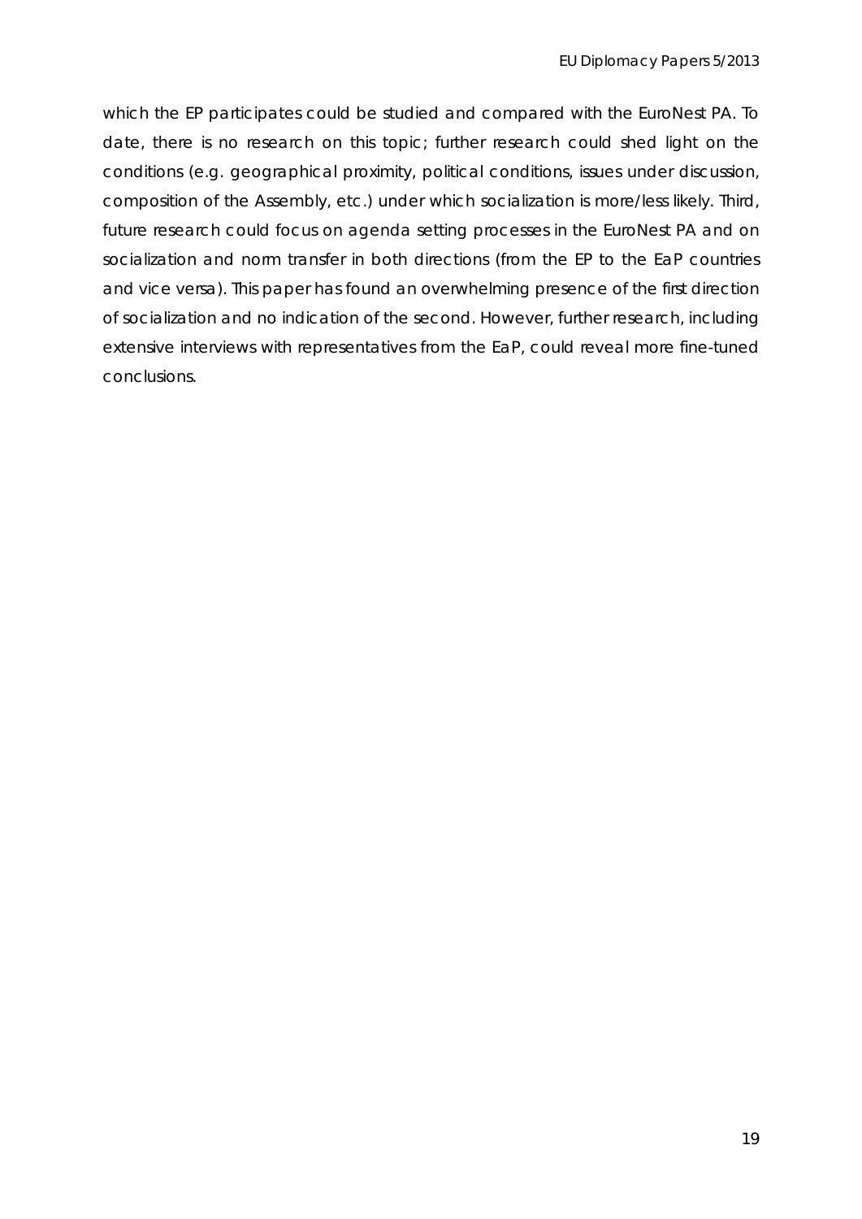which the EP participates could be studied and compared with the EuroNest PA. To date, there is no research on this topic; further research could shed light on the conditions (e.g. geographical proximity, political conditions, issues under discussion, composition of the Assembly, etc.) under which socialization is more/less likely. Third, future research could focus on agenda setting processes in the EuroNest PA and on socialization and norm transfer in both directions (from the EP to the EaP countries and vice versa). This paper has found an overwhelming presence of the first direction of socialization and no indication of the second. However, further research, including extensive interviews with representatives from the EaP, could reveal more fine-tuned conclusions.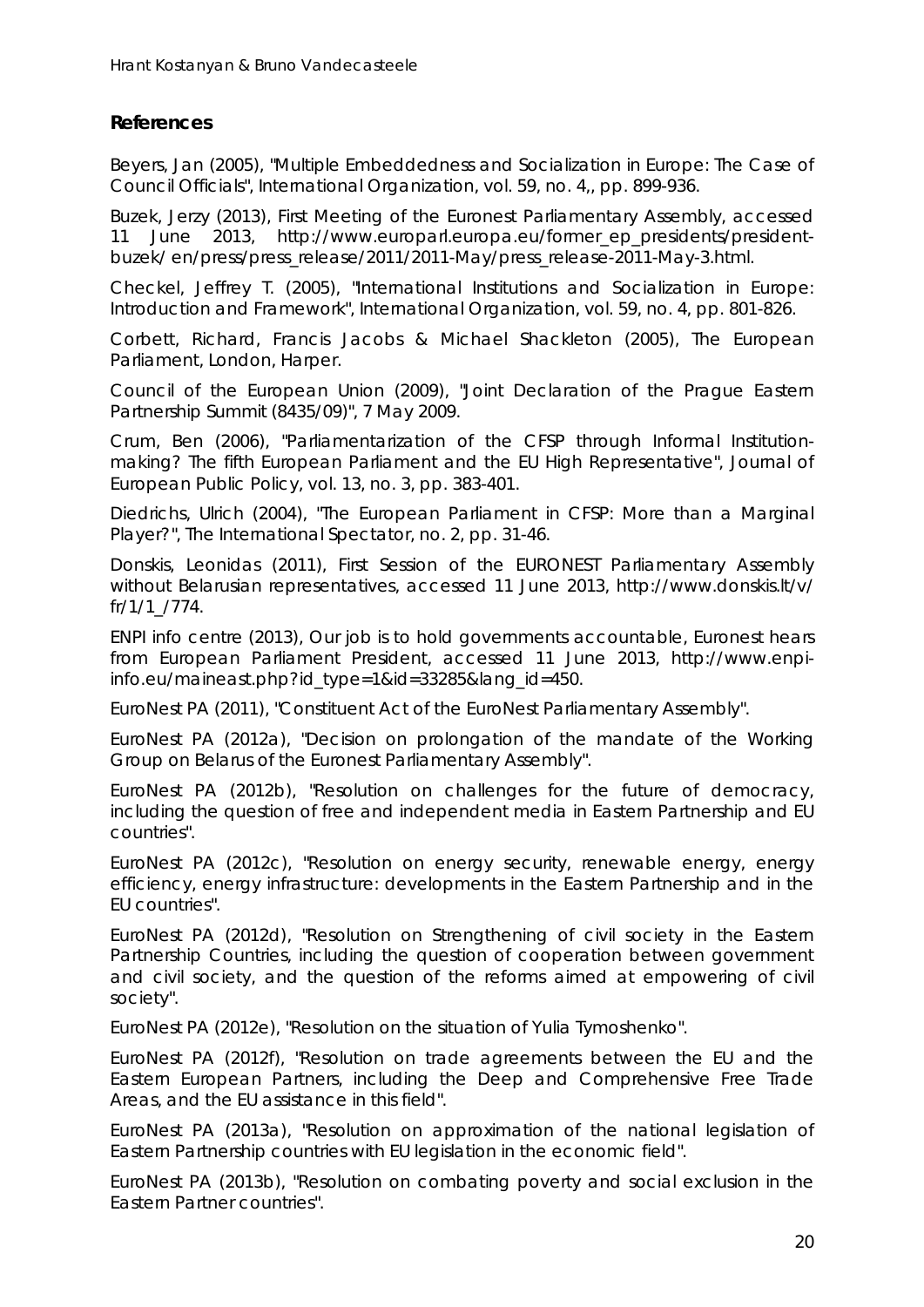## References

Beyers, Jan (2005), "Multiple Embeddedness and Socialization in Europe: The Case of Council Officials", *International Organization*, vol. 59, no. 4,, pp. 899-936.

Buzek, Jerzy (2013), *First Meeting of the Euronest Parliamentary Assembly*, accessed 11 June 2013, http://www.europarl.europa.eu/former_ep_presidents/president-buzek/ en/press/press_release/2011/2011-May/press_release-2011-May-3.html.

Checkel, Jeffrey T. (2005), "International Institutions and Socialization in Europe: Introduction and Framework", *International Organization*, vol. 59, no. 4, pp. 801-826.

Corbett, Richard, Francis Jacobs & Michael Shackleton (2005), *The European Parliament*, London, Harper.

Council of the European Union (2009), "Joint Declaration of the Prague Eastern Partnership Summit (8435/09)", 7 May 2009.

Crum, Ben (2006), "Parliamentarization of the CFSP through Informal Institution-making? The fifth European Parliament and the EU High Representative", *Journal of European Public Policy*, vol. 13, no. 3, pp. 383-401.

Diedrichs, Ulrich (2004), "The European Parliament in CFSP: More than a Marginal Player?", *The International Spectator*, no. 2, pp. 31-46.

Donskis, Leonidas (2011), *First Session of the EURONEST Parliamentary Assembly without Belarusian representatives*, accessed 11 June 2013, http://www.donskis.lt/v/ fr/1/1_/774.

ENPI info centre (2013), *Our job is to hold governments accountable, Euronest hears from European Parliament President*, accessed 11 June 2013, http://www.enpi-info.eu/maineast.php?id_type=1&id=33285&lang_id=450.

EuroNest PA (2011), "Constituent Act of the EuroNest Parliamentary Assembly".

EuroNest PA (2012a), "Decision on prolongation of the mandate of the Working Group on Belarus of the Euronest Parliamentary Assembly".

EuroNest PA (2012b), "Resolution on challenges for the future of democracy, including the question of free and independent media in Eastern Partnership and EU countries".

EuroNest PA (2012c), "Resolution on energy security, renewable energy, energy efficiency, energy infrastructure: developments in the Eastern Partnership and in the EU countries".

EuroNest PA (2012d), "Resolution on Strengthening of civil society in the Eastern Partnership Countries, including the question of cooperation between government and civil society, and the question of the reforms aimed at empowering of civil society".

EuroNest PA (2012e), "Resolution on the situation of Yulia Tymoshenko".

EuroNest PA (2012f), "Resolution on trade agreements between the EU and the Eastern European Partners, including the Deep and Comprehensive Free Trade Areas, and the EU assistance in this field".

EuroNest PA (2013a), "Resolution on approximation of the national legislation of Eastern Partnership countries with EU legislation in the economic field".

EuroNest PA (2013b), "Resolution on combating poverty and social exclusion in the Eastern Partner countries".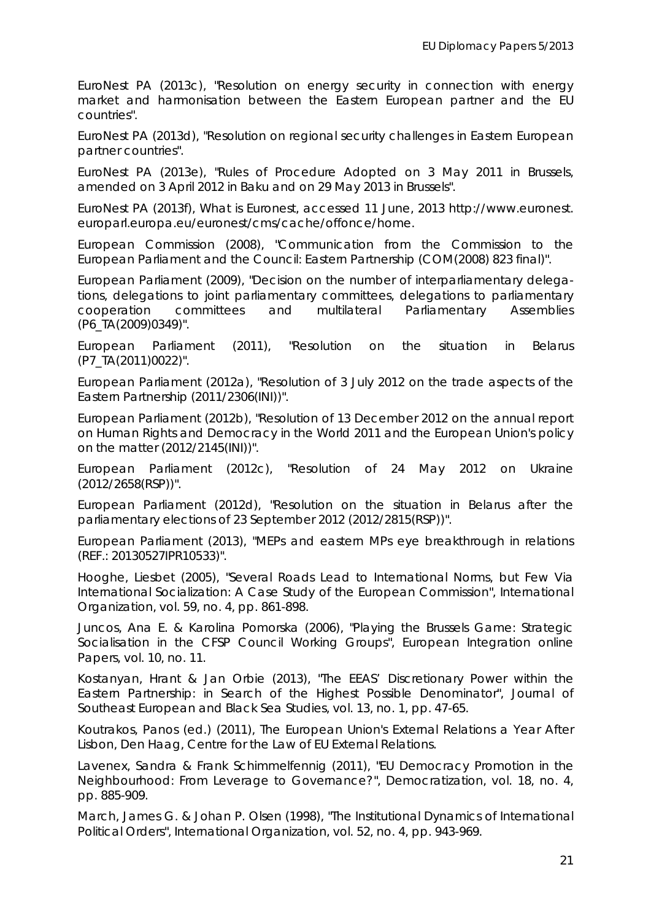EuroNest PA (2013c), "Resolution on energy security in connection with energy market and harmonisation between the Eastern European partner and the EU countries".

EuroNest PA (2013d), "Resolution on regional security challenges in Eastern European partner countries".

EuroNest PA (2013e), "Rules of Procedure Adopted on 3 May 2011 in Brussels, amended on 3 April 2012 in Baku and on 29 May 2013 in Brussels".

EuroNest PA (2013f), What is Euronest, accessed 11 June, 2013 http://www.euronest.europarl.europa.eu/euronest/cms/cache/offonce/home.

European Commission (2008), "Communication from the Commission to the European Parliament and the Council: Eastern Partnership (COM(2008) 823 final)".

European Parliament (2009), "Decision on the number of interparliamentary delegations, delegations to joint parliamentary committees, delegations to parliamentary cooperation committees and multilateral Parliamentary Assemblies (P6_TA(2009)0349)".

European Parliament (2011), "Resolution on the situation in Belarus (P7_TA(2011)0022)".

European Parliament (2012a), "Resolution of 3 July 2012 on the trade aspects of the Eastern Partnership (2011/2306(INI))".

European Parliament (2012b), "Resolution of 13 December 2012 on the annual report on Human Rights and Democracy in the World 2011 and the European Union's policy on the matter (2012/2145(INI))".

European Parliament (2012c), "Resolution of 24 May 2012 on Ukraine (2012/2658(RSP))".

European Parliament (2012d), "Resolution on the situation in Belarus after the parliamentary elections of 23 September 2012 (2012/2815(RSP))".

European Parliament (2013), "MEPs and eastern MPs eye breakthrough in relations (REF.: 20130527IPR10533)".

Hooghe, Liesbet (2005), "Several Roads Lead to International Norms, but Few Via International Socialization: A Case Study of the European Commission", *International Organization*, vol. 59, no. 4, pp. 861-898.

Juncos, Ana E. & Karolina Pomorska (2006), "Playing the Brussels Game: Strategic Socialisation in the CFSP Council Working Groups", *European Integration online Papers*, vol. 10, no. 11.

Kostanyan, Hrant & Jan Orbie (2013), "The EEAS' Discretionary Power within the Eastern Partnership: in Search of the Highest Possible Denominator", *Journal of Southeast European and Black Sea Studies*, vol. 13, no. 1, pp. 47-65.

Koutrakos, Panos (ed.) (2011), *The European Union's External Relations a Year After Lisbon*, Den Haag, Centre for the Law of EU External Relations.

Lavenex, Sandra & Frank Schimmelfennig (2011), "EU Democracy Promotion in the Neighbourhood: From Leverage to Governance?", *Democratization*, vol. 18, no. 4, pp. 885-909.

March, James G. & Johan P. Olsen (1998), "The Institutional Dynamics of International Political Orders", *International Organization*, vol. 52, no. 4, pp. 943-969.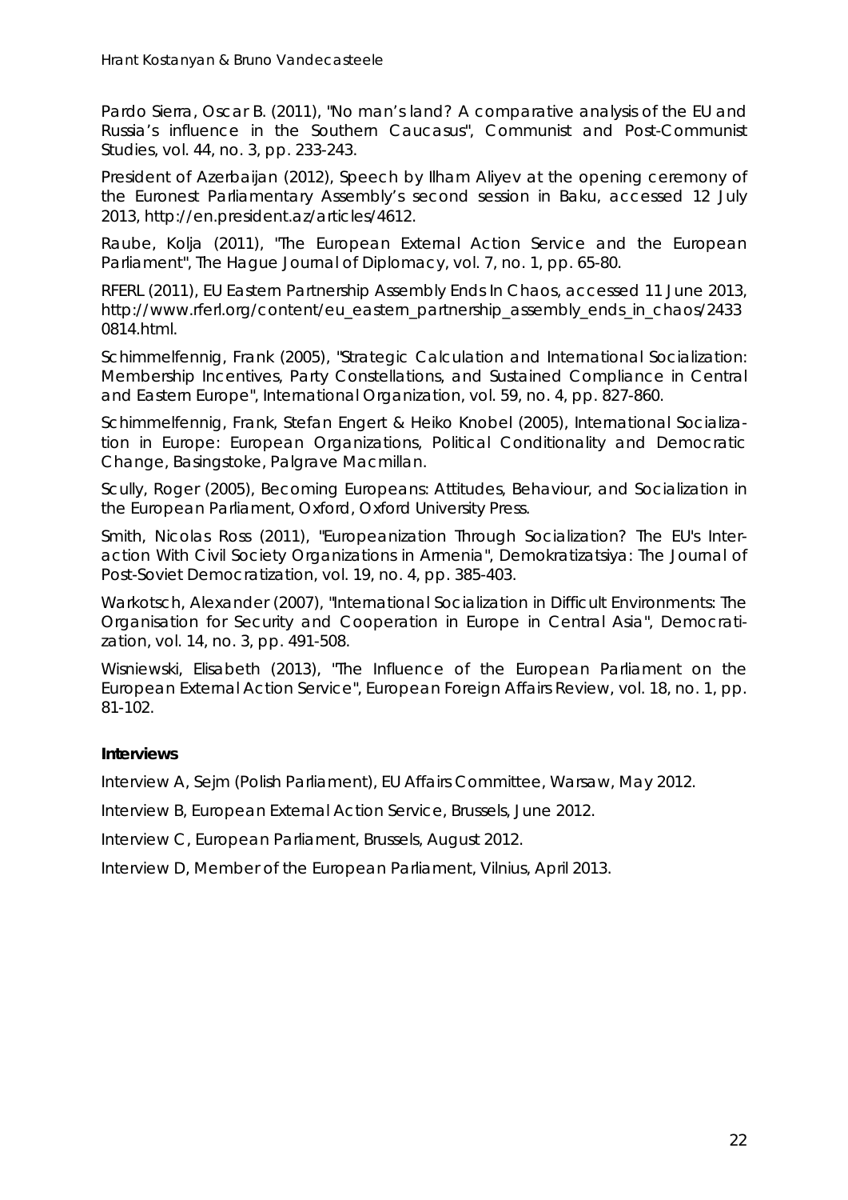Pardo Sierra, Oscar B. (2011), "No man's land? A comparative analysis of the EU and Russia's influence in the Southern Caucasus", Communist and Post-Communist Studies, vol. 44, no. 3, pp. 233-243.

President of Azerbaijan (2012), Speech by Ilham Aliyev at the opening ceremony of the Euronest Parliamentary Assembly's second session in Baku, accessed 12 July 2013, http://en.president.az/articles/4612.

Raube, Kolja (2011), "The European External Action Service and the European Parliament", The Hague Journal of Diplomacy, vol. 7, no. 1, pp. 65-80.

RFERL (2011), EU Eastern Partnership Assembly Ends In Chaos, accessed 11 June 2013, http://www.rferl.org/content/eu_eastern_partnership_assembly_ends_in_chaos/24330814.html.

Schimmelfennig, Frank (2005), "Strategic Calculation and International Socialization: Membership Incentives, Party Constellations, and Sustained Compliance in Central and Eastern Europe", International Organization, vol. 59, no. 4, pp. 827-860.

Schimmelfennig, Frank, Stefan Engert & Heiko Knobel (2005), International Socialization in Europe: European Organizations, Political Conditionality and Democratic Change, Basingstoke, Palgrave Macmillan.

Scully, Roger (2005), Becoming Europeans: Attitudes, Behaviour, and Socialization in the European Parliament, Oxford, Oxford University Press.

Smith, Nicolas Ross (2011), "Europeanization Through Socialization? The EU's Interaction With Civil Society Organizations in Armenia", Demokratizatsiya: The Journal of Post-Soviet Democratization, vol. 19, no. 4, pp. 385-403.

Warkotsch, Alexander (2007), "International Socialization in Difficult Environments: The Organisation for Security and Cooperation in Europe in Central Asia", Democratization, vol. 14, no. 3, pp. 491-508.

Wisniewski, Elisabeth (2013), "The Influence of the European Parliament on the European External Action Service", European Foreign Affairs Review, vol. 18, no. 1, pp. 81-102.

**Interviews**

Interview A, Sejm (Polish Parliament), EU Affairs Committee, Warsaw, May 2012.

Interview B, European External Action Service, Brussels, June 2012.

Interview C, European Parliament, Brussels, August 2012.

Interview D, Member of the European Parliament, Vilnius, April 2013.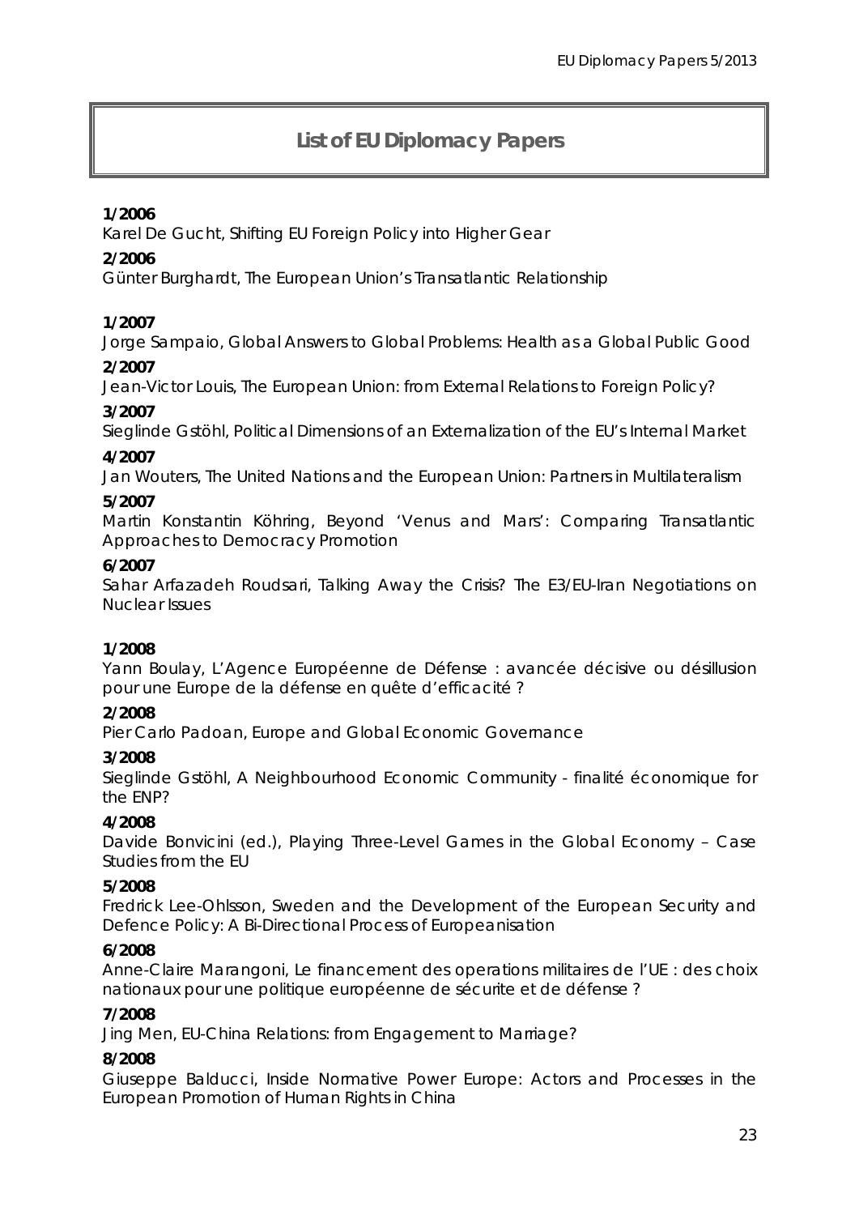# List of EU Diplomacy Papers

**1/2006**
Karel De Gucht, Shifting EU Foreign Policy into Higher Gear

**2/2006**
Günter Burghardt, The European Union's Transatlantic Relationship

**1/2007**
Jorge Sampaio, Global Answers to Global Problems: Health as a Global Public Good

**2/2007**
Jean-Victor Louis, The European Union: from External Relations to Foreign Policy?

**3/2007**
Sieglinde Gstöhl, Political Dimensions of an Externalization of the EU's Internal Market

**4/2007**
Jan Wouters, The United Nations and the European Union: Partners in Multilateralism

**5/2007**
Martin Konstantin Köhring, Beyond 'Venus and Mars': Comparing Transatlantic Approaches to Democracy Promotion

**6/2007**
Sahar Arfazadeh Roudsari, Talking Away the Crisis? The E3/EU-Iran Negotiations on Nuclear Issues

**1/2008**
Yann Boulay, L'Agence Européenne de Défense : avancée décisive ou désillusion pour une Europe de la défense en quête d'efficacité ?

**2/2008**
Pier Carlo Padoan, Europe and Global Economic Governance

**3/2008**
Sieglinde Gstöhl, A Neighbourhood Economic Community - finalité économique for the ENP?

**4/2008**
Davide Bonvicini (ed.), Playing Three-Level Games in the Global Economy – Case Studies from the EU

**5/2008**
Fredrick Lee-Ohlsson, Sweden and the Development of the European Security and Defence Policy: A Bi-Directional Process of Europeanisation

**6/2008**
Anne-Claire Marangoni, Le financement des operations militaires de l'UE : des choix nationaux pour une politique européenne de sécurite et de défense ?

**7/2008**
Jing Men, EU-China Relations: from Engagement to Marriage?

**8/2008**
Giuseppe Balducci, Inside Normative Power Europe: Actors and Processes in the European Promotion of Human Rights in China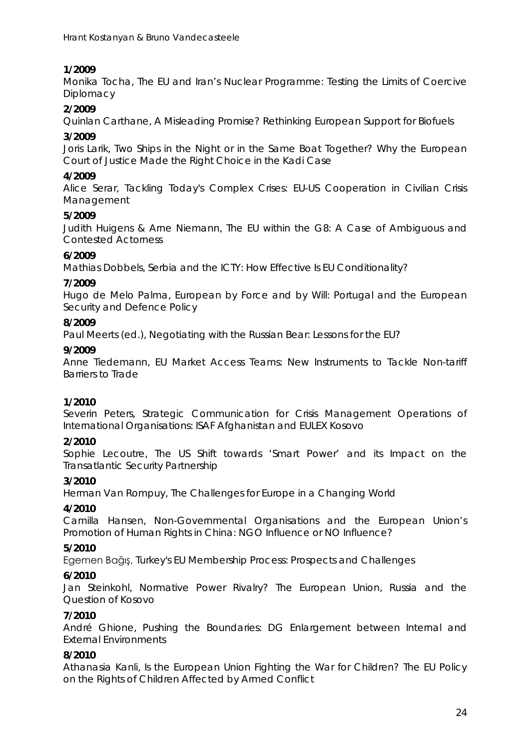**1/2009**

Monika Tocha, The EU and Iran's Nuclear Programme: Testing the Limits of Coercive Diplomacy

**2/2009**

Quinlan Carthane, A Misleading Promise? Rethinking European Support for Biofuels

**3/2009**

Joris Larik, Two Ships in the Night or in the Same Boat Together? Why the European Court of Justice Made the Right Choice in the Kadi Case

**4/2009**

Alice Serar, Tackling Today's Complex Crises: EU-US Cooperation in Civilian Crisis Management

**5/2009**

Judith Huigens & Arne Niemann, The EU within the G8: A Case of Ambiguous and Contested Actorness

**6/2009**

Mathias Dobbels, Serbia and the ICTY: How Effective Is EU Conditionality?

**7/2009**

Hugo de Melo Palma, European by Force and by Will: Portugal and the European Security and Defence Policy

**8/2009**

Paul Meerts (ed.), Negotiating with the Russian Bear: Lessons for the EU?

**9/2009**

Anne Tiedemann, EU Market Access Teams: New Instruments to Tackle Non-tariff Barriers to Trade

**1/2010**

Severin Peters, Strategic Communication for Crisis Management Operations of International Organisations: ISAF Afghanistan and EULEX Kosovo

**2/2010**

Sophie Lecoutre, The US Shift towards 'Smart Power' and its Impact on the Transatlantic Security Partnership

**3/2010**

Herman Van Rompuy, The Challenges for Europe in a Changing World

**4/2010**

Camilla Hansen, Non-Governmental Organisations and the European Union's Promotion of Human Rights in China: NGO Influence or NO Influence?

**5/2010**

Egemen Bağış, Turkey's EU Membership Process: Prospects and Challenges

**6/2010**

Jan Steinkohl, Normative Power Rivalry? The European Union, Russia and the Question of Kosovo

**7/2010**

André Ghione, Pushing the Boundaries: DG Enlargement between Internal and External Environments

**8/2010**

Athanasia Kanli, Is the European Union Fighting the War for Children? The EU Policy on the Rights of Children Affected by Armed Conflict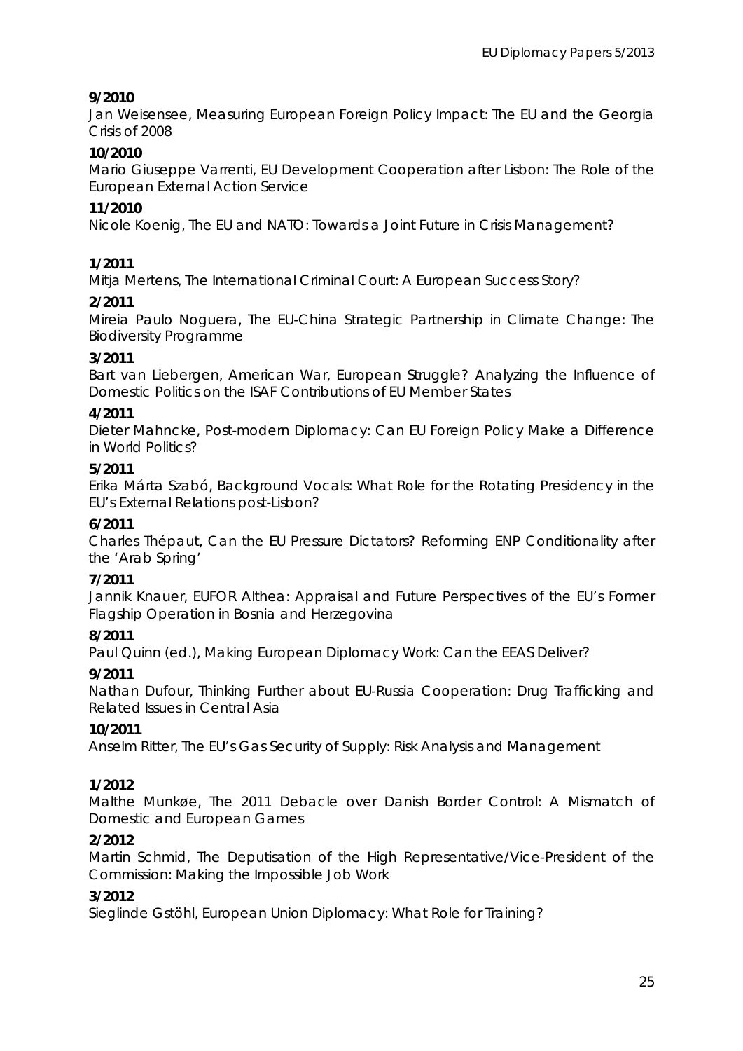**9/2010**
Jan Weisensee, Measuring European Foreign Policy Impact: The EU and the Georgia Crisis of 2008

**10/2010**
Mario Giuseppe Varrenti, EU Development Cooperation after Lisbon: The Role of the European External Action Service

**11/2010**
Nicole Koenig, The EU and NATO: Towards a Joint Future in Crisis Management?

**1/2011**
Mitja Mertens, The International Criminal Court: A European Success Story?

**2/2011**
Mireia Paulo Noguera, The EU-China Strategic Partnership in Climate Change: The Biodiversity Programme

**3/2011**
Bart van Liebergen, American War, European Struggle? Analyzing the Influence of Domestic Politics on the ISAF Contributions of EU Member States

**4/2011**
Dieter Mahncke, Post-modern Diplomacy: Can EU Foreign Policy Make a Difference in World Politics?

**5/2011**
Erika Márta Szabó, Background Vocals: What Role for the Rotating Presidency in the EU's External Relations post-Lisbon?

**6/2011**
Charles Thépaut, Can the EU Pressure Dictators? Reforming ENP Conditionality after the 'Arab Spring'

**7/2011**
Jannik Knauer, EUFOR Althea: Appraisal and Future Perspectives of the EU's Former Flagship Operation in Bosnia and Herzegovina

**8/2011**
Paul Quinn (ed.), Making European Diplomacy Work: Can the EEAS Deliver?

**9/2011**
Nathan Dufour, Thinking Further about EU-Russia Cooperation: Drug Trafficking and Related Issues in Central Asia

**10/2011**
Anselm Ritter, The EU's Gas Security of Supply: Risk Analysis and Management

**1/2012**
Malthe Munkøe, The 2011 Debacle over Danish Border Control: A Mismatch of Domestic and European Games

**2/2012**
Martin Schmid, The Deputisation of the High Representative/Vice-President of the Commission: Making the Impossible Job Work

**3/2012**
Sieglinde Gstöhl, European Union Diplomacy: What Role for Training?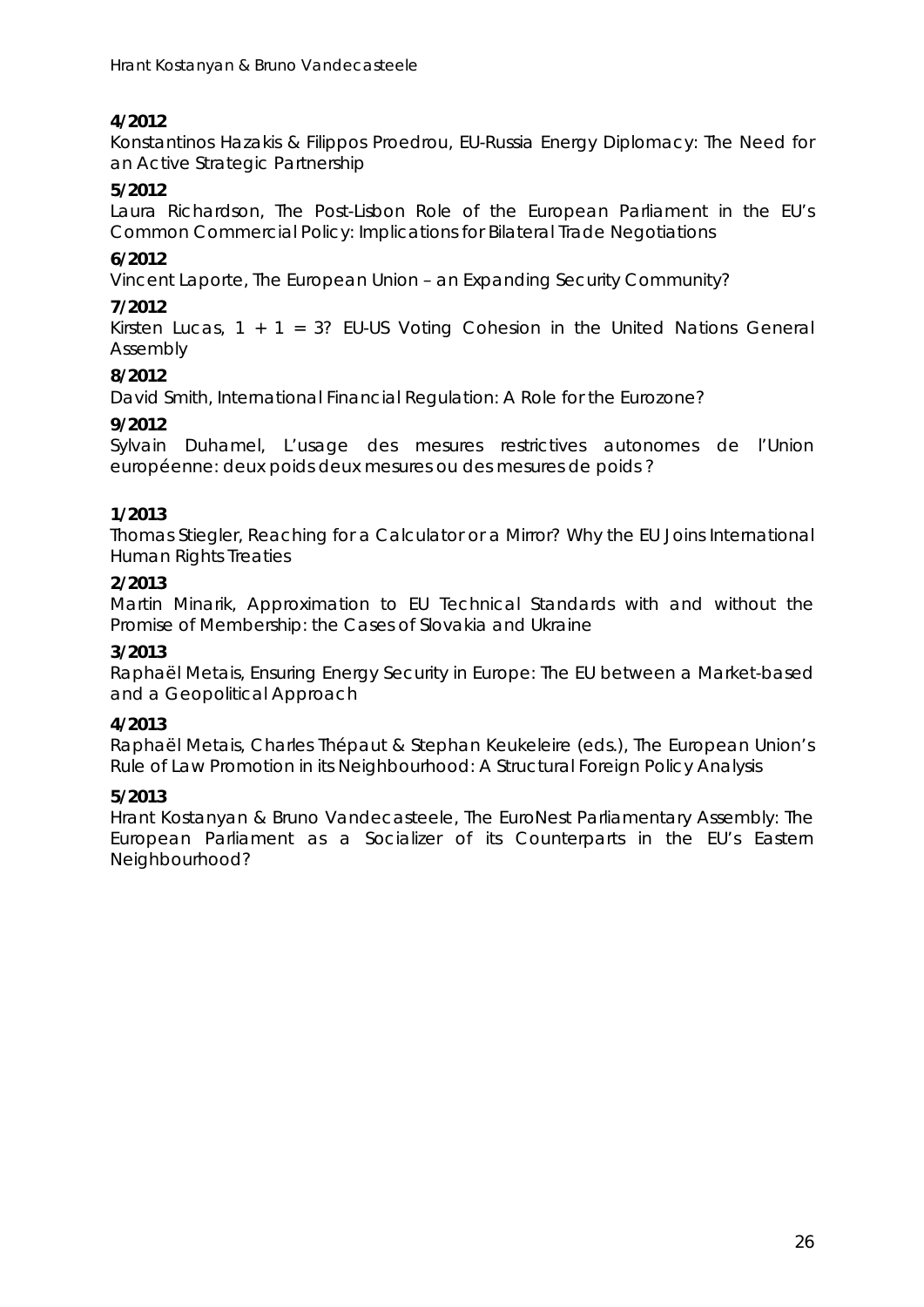**4/2012**
Konstantinos Hazakis & Filippos Proedrou, EU-Russia Energy Diplomacy: The Need for an Active Strategic Partnership

**5/2012**
Laura Richardson, The Post-Lisbon Role of the European Parliament in the EU's Common Commercial Policy: Implications for Bilateral Trade Negotiations

**6/2012**
Vincent Laporte, The European Union – an Expanding Security Community?

**7/2012**
Kirsten Lucas, 1 + 1 = 3? EU-US Voting Cohesion in the United Nations General Assembly

**8/2012**
David Smith, International Financial Regulation: A Role for the Eurozone?

**9/2012**
Sylvain Duhamel, L'usage des mesures restrictives autonomes de l'Union européenne: deux poids deux mesures ou des mesures de poids ?

**1/2013**
Thomas Stiegler, Reaching for a Calculator or a Mirror? Why the EU Joins International Human Rights Treaties

**2/2013**
Martin Minarik, Approximation to EU Technical Standards with and without the Promise of Membership: the Cases of Slovakia and Ukraine

**3/2013**
Raphaël Metais, Ensuring Energy Security in Europe: The EU between a Market-based and a Geopolitical Approach

**4/2013**
Raphaël Metais, Charles Thépaut & Stephan Keukeleire (eds.), The European Union's Rule of Law Promotion in its Neighbourhood: A Structural Foreign Policy Analysis

**5/2013**
Hrant Kostanyan & Bruno Vandecasteele, The EuroNest Parliamentary Assembly: The European Parliament as a Socializer of its Counterparts in the EU's Eastern Neighbourhood?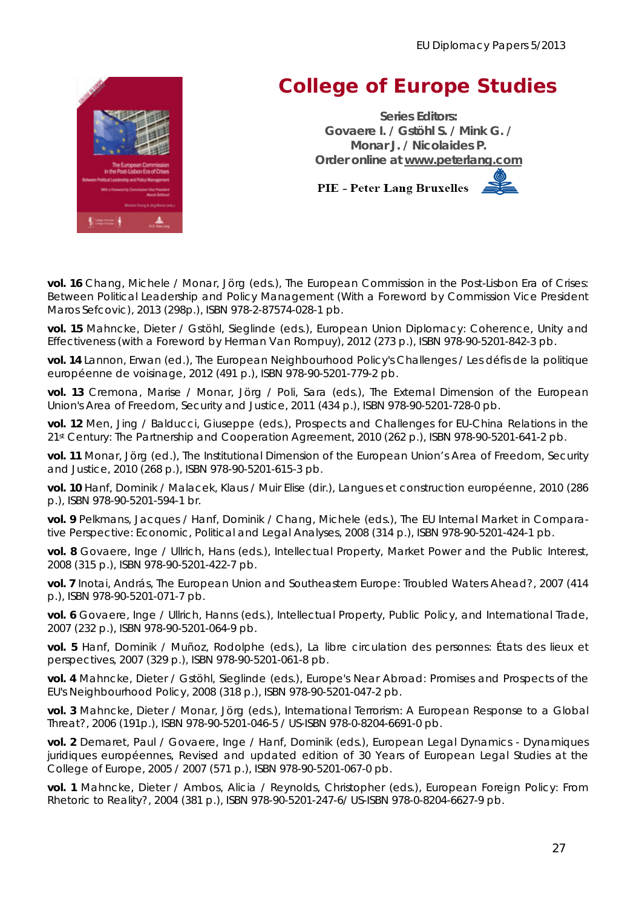# College of Europe Studies

**Series Editors:**
**Govaere I. / Gstöhl S. / Mink G. /**
**Monar J. / Nicolaides P.**
**Order online at www.peterlang.com**

**PIE - Peter Lang Bruxelles**

**vol. 16** Chang, Michele / Monar, Jörg (eds.), The European Commission in the Post-Lisbon Era of Crises: Between Political Leadership and Policy Management (With a Foreword by Commission Vice President Maros Sefcovic), 2013 (298p.), ISBN 978-2-87574-028-1 pb.

**vol. 15** Mahncke, Dieter / Gstöhl, Sieglinde (eds.), European Union Diplomacy: Coherence, Unity and Effectiveness (with a Foreword by Herman Van Rompuy), 2012 (273 p.), ISBN 978-90-5201-842-3 pb.

**vol. 14** Lannon, Erwan (ed.), The European Neighbourhood Policy's Challenges / Les défis de la politique européenne de voisinage, 2012 (491 p.), ISBN 978-90-5201-779-2 pb.

**vol. 13** Cremona, Marise / Monar, Jörg / Poli, Sara (eds.), The External Dimension of the European Union's Area of Freedom, Security and Justice, 2011 (434 p.), ISBN 978-90-5201-728-0 pb.

**vol. 12** Men, Jing / Balducci, Giuseppe (eds.), Prospects and Challenges for EU-China Relations in the 21st Century: The Partnership and Cooperation Agreement, 2010 (262 p.), ISBN 978-90-5201-641-2 pb.

**vol. 11** Monar, Jörg (ed.), The Institutional Dimension of the European Union's Area of Freedom, Security and Justice, 2010 (268 p.), ISBN 978-90-5201-615-3 pb.

**vol. 10** Hanf, Dominik / Malacek, Klaus / Muir Elise (dir.), Langues et construction européenne, 2010 (286 p.), ISBN 978-90-5201-594-1 br.

**vol. 9** Pelkmans, Jacques / Hanf, Dominik / Chang, Michele (eds.), The EU Internal Market in Comparative Perspective: Economic, Political and Legal Analyses, 2008 (314 p.), ISBN 978-90-5201-424-1 pb.

**vol. 8** Govaere, Inge / Ullrich, Hans (eds.), Intellectual Property, Market Power and the Public Interest, 2008 (315 p.), ISBN 978-90-5201-422-7 pb.

**vol. 7** Inotai, András, The European Union and Southeastern Europe: Troubled Waters Ahead?, 2007 (414 p.), ISBN 978-90-5201-071-7 pb.

**vol. 6** Govaere, Inge / Ullrich, Hanns (eds.), Intellectual Property, Public Policy, and International Trade, 2007 (232 p.), ISBN 978-90-5201-064-9 pb.

**vol. 5** Hanf, Dominik / Muñoz, Rodolphe (eds.), La libre circulation des personnes: États des lieux et perspectives, 2007 (329 p.), ISBN 978-90-5201-061-8 pb.

**vol. 4** Mahncke, Dieter / Gstöhl, Sieglinde (eds.), Europe's Near Abroad: Promises and Prospects of the EU's Neighbourhood Policy, 2008 (318 p.), ISBN 978-90-5201-047-2 pb.

**vol. 3** Mahncke, Dieter / Monar, Jörg (eds.), International Terrorism: A European Response to a Global Threat?, 2006 (191p.), ISBN 978-90-5201-046-5 / US-ISBN 978-0-8204-6691-0 pb.

**vol. 2** Demaret, Paul / Govaere, Inge / Hanf, Dominik (eds.), European Legal Dynamics - Dynamiques juridiques européennes, Revised and updated edition of 30 Years of European Legal Studies at the College of Europe, 2005 / 2007 (571 p.), ISBN 978-90-5201-067-0 pb.

**vol. 1** Mahncke, Dieter / Ambos, Alicia / Reynolds, Christopher (eds.), European Foreign Policy: From Rhetoric to Reality?, 2004 (381 p.), ISBN 978-90-5201-247-6/ US-ISBN 978-0-8204-6627-9 pb.